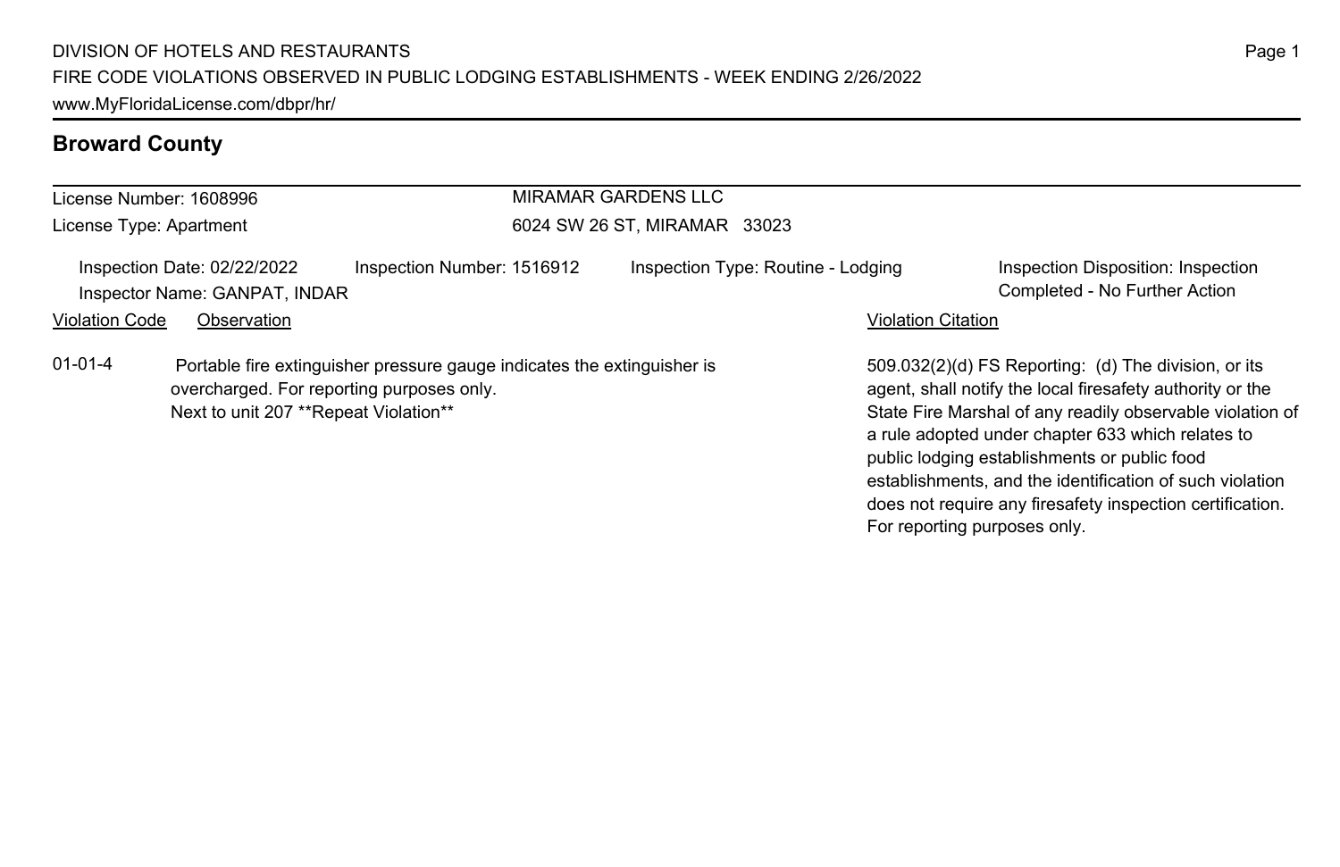DIVISION OF HOTELS AND RESTAURANTS
FIRE CODE VIOLATIONS OBSERVED IN PUBLIC LODGING ESTABLISHMENTS - WEEK ENDING 2/26/2022
www.MyFloridaLicense.com/dbpr/hr/

## Broward County

License Number: 1608996
License Type: Apartment

MIRAMAR GARDENS LLC
6024 SW 26 ST, MIRAMAR 33023

Inspection Date: 02/22/2022
Inspector Name: GANPAT, INDAR
Inspection Number: 1516912
Inspection Type: Routine - Lodging
Inspection Disposition: Inspection Completed - No Further Action

| Violation Code | Observation | Violation Citation |
| --- | --- | --- |
| 01-01-4 | Portable fire extinguisher pressure gauge indicates the extinguisher is overcharged. For reporting purposes only. Next to unit 207 **Repeat Violation** | 509.032(2)(d) FS Reporting: (d) The division, or its agent, shall notify the local firesafety authority or the State Fire Marshal of any readily observable violation of a rule adopted under chapter 633 which relates to public lodging establishments or public food establishments, and the identification of such violation does not require any firesafety inspection certification. For reporting purposes only. |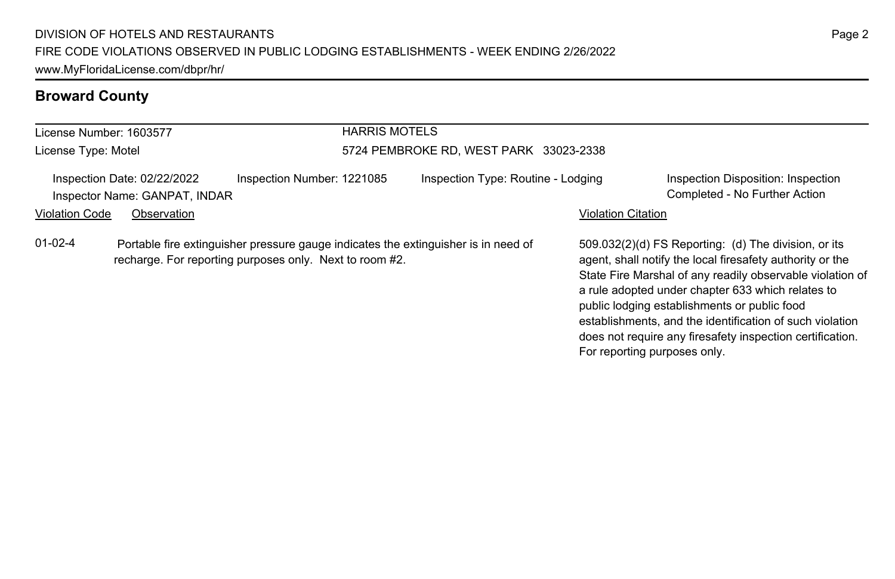## Broward County

| License Number: 1603577 | HARRIS MOTELS |
|---|---|
| License Type: Motel | 5724 PEMBROKE RD, WEST PARK 33023-2338 |

| Inspection Date: 02/22/2022 | Inspection Number: 1221085 | Inspection Type: Routine - Lodging | Inspection Disposition: Inspection Completed - No Further Action |
|---|---|---|---|
| Inspector Name: GANPAT, INDAR | | | |

| Violation Code | Observation | Violation Citation |
|---|---|---|
| 01-02-4 | Portable fire extinguisher pressure gauge indicates the extinguisher is in need of recharge. For reporting purposes only. Next to room #2. | 509.032(2)(d) FS Reporting: (d) The division, or its agent, shall notify the local firesafety authority or the State Fire Marshal of any readily observable violation of a rule adopted under chapter 633 which relates to public lodging establishments or public food establishments, and the identification of such violation does not require any firesafety inspection certification. For reporting purposes only. |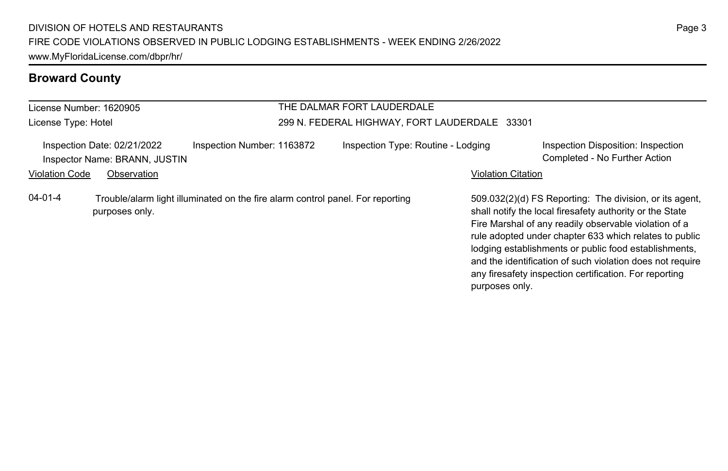## Broward County

License Number: 1620905
License Type: Hotel

THE DALMAR FORT LAUDERDALE
299 N. FEDERAL HIGHWAY, FORT LAUDERDALE 33301

Inspection Date: 02/21/2022
Inspector Name: BRANN, JUSTIN
Inspection Number: 1163872
Inspection Type: Routine - Lodging
Inspection Disposition: Inspection Completed - No Further Action

| Violation Code | Observation | Violation Citation |
| --- | --- | --- |
| 04-01-4 | Trouble/alarm light illuminated on the fire alarm control panel. For reporting purposes only. | 509.032(2)(d) FS Reporting: The division, or its agent, shall notify the local firesafety authority or the State Fire Marshal of any readily observable violation of a rule adopted under chapter 633 which relates to public lodging establishments or public food establishments, and the identification of such violation does not require any firesafety inspection certification. For reporting purposes only. |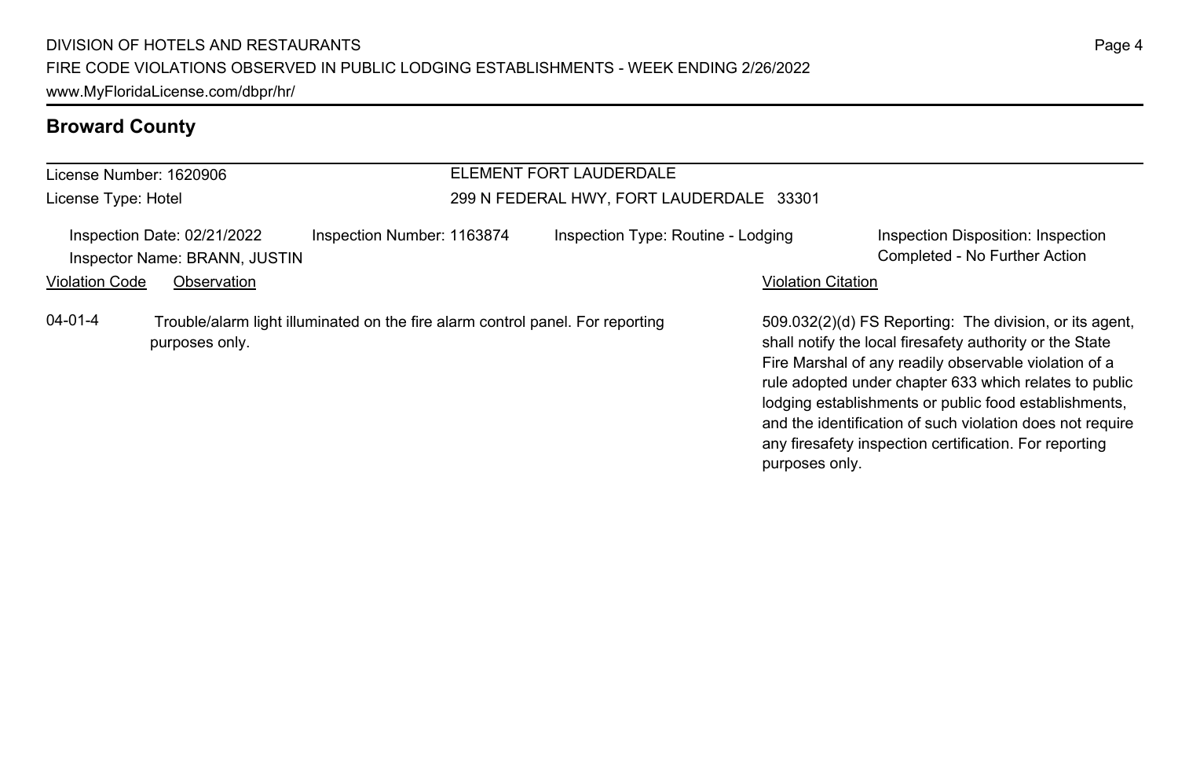## Broward County

License Number: 1620906

License Type: Hotel

ELEMENT FORT LAUDERDALE

299 N FEDERAL HWY, FORT LAUDERDALE 33301

Inspection Date: 02/21/2022

Inspector Name: BRANN, JUSTIN

Inspection Number: 1163874

Inspection Type: Routine - Lodging

Inspection Disposition: Inspection Completed - No Further Action

| Violation Code | Observation | Violation Citation |
| --- | --- | --- |
| 04-01-4 | Trouble/alarm light illuminated on the fire alarm control panel. For reporting purposes only. | 509.032(2)(d) FS Reporting: The division, or its agent, shall notify the local firesafety authority or the State Fire Marshal of any readily observable violation of a rule adopted under chapter 633 which relates to public lodging establishments or public food establishments, and the identification of such violation does not require any firesafety inspection certification. For reporting purposes only. |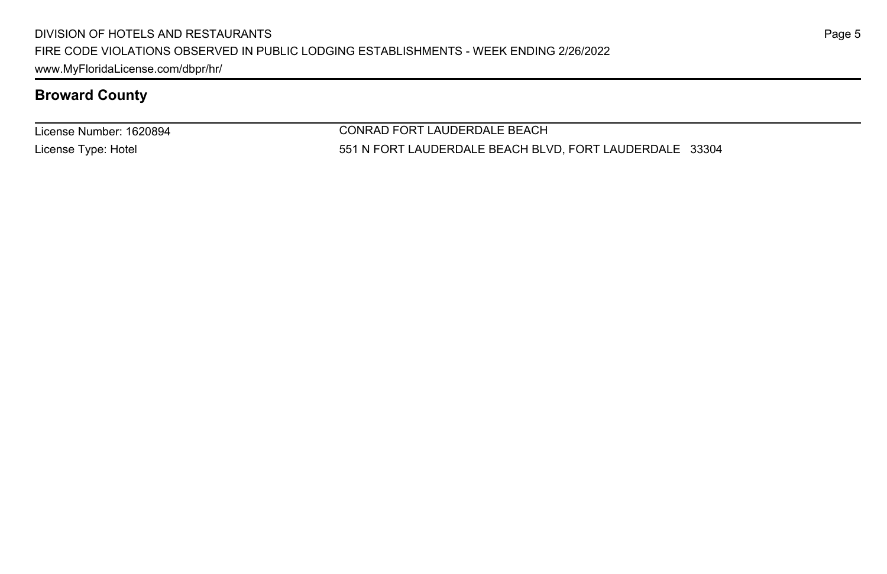## Broward County

| License Number: 1620894 | CONRAD FORT LAUDERDALE BEACH |
|---|---|
| License Type: Hotel | 551 N FORT LAUDERDALE BEACH BLVD, FORT LAUDERDALE 33304 |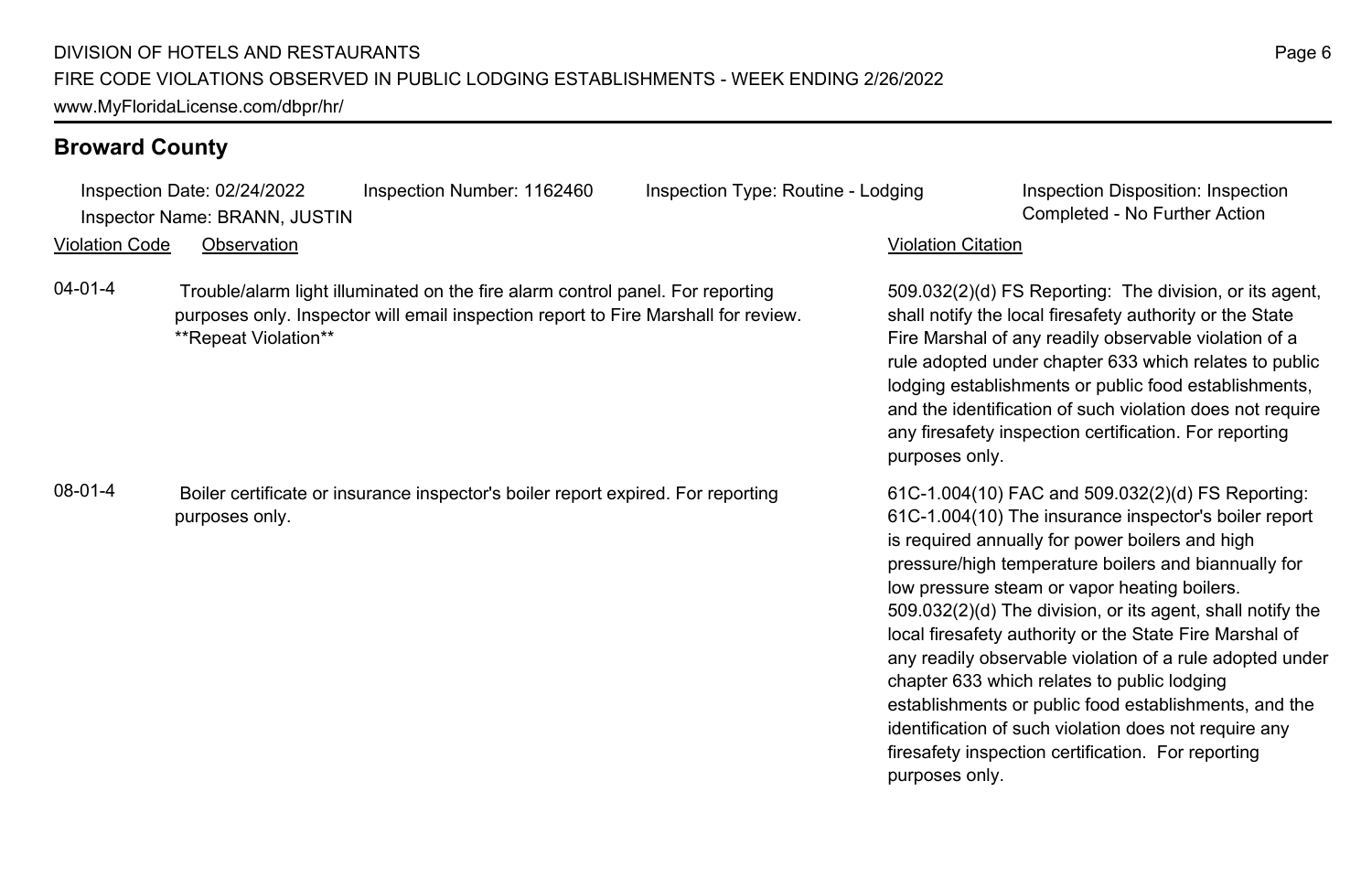## Broward County

Inspection Date: 02/24/2022 Inspection Number: 1162460 Inspection Type: Routine - Lodging Inspection Disposition: Inspection Completed - No Further Action

Inspector Name: BRANN, JUSTIN

| Violation Code | Observation | Violation Citation |
| --- | --- | --- |
| 04-01-4 | Trouble/alarm light illuminated on the fire alarm control panel. For reporting purposes only. Inspector will email inspection report to Fire Marshall for review. **Repeat Violation** | 509.032(2)(d) FS Reporting: The division, or its agent, shall notify the local firesafety authority or the State Fire Marshal of any readily observable violation of a rule adopted under chapter 633 which relates to public lodging establishments or public food establishments, and the identification of such violation does not require any firesafety inspection certification. For reporting purposes only. |
| 08-01-4 | Boiler certificate or insurance inspector's boiler report expired. For reporting purposes only. | 61C-1.004(10) FAC and 509.032(2)(d) FS Reporting: 61C-1.004(10) The insurance inspector's boiler report is required annually for power boilers and high pressure/high temperature boilers and biannually for low pressure steam or vapor heating boilers. 509.032(2)(d) The division, or its agent, shall notify the local firesafety authority or the State Fire Marshal of any readily observable violation of a rule adopted under chapter 633 which relates to public lodging establishments or public food establishments, and the identification of such violation does not require any firesafety inspection certification. For reporting purposes only. |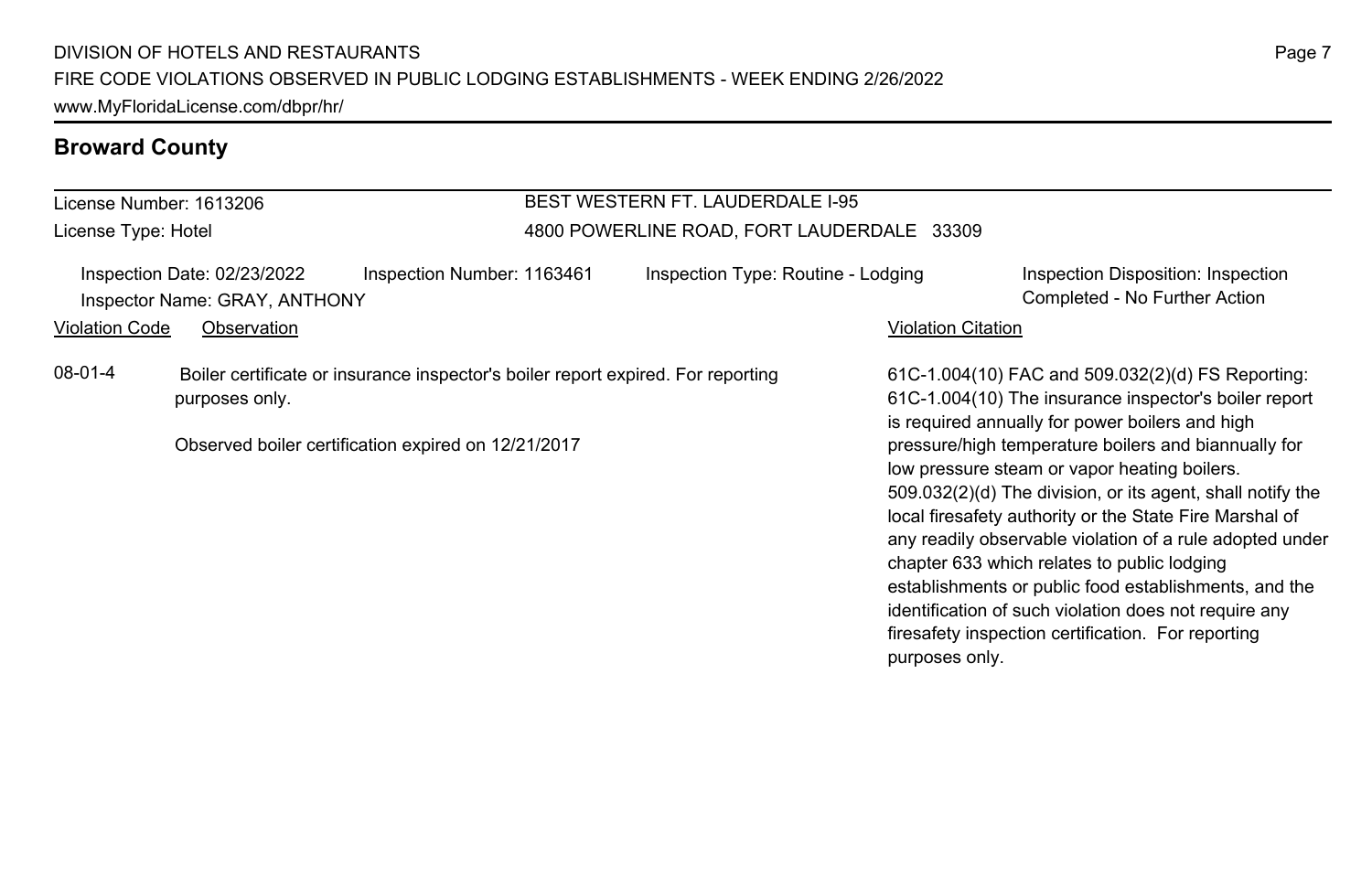## Broward County

License Number: 1613206

License Type: Hotel

BEST WESTERN FT. LAUDERDALE I-95

4800 POWERLINE ROAD, FORT LAUDERDALE 33309

Inspection Date: 02/23/2022 | Inspection Number: 1163461 | Inspection Type: Routine - Lodging | Inspection Disposition: Inspection Completed - No Further Action

Inspector Name: GRAY, ANTHONY

| Violation Code | Observation | Violation Citation |
| --- | --- | --- |
| 08-01-4 | Boiler certificate or insurance inspector's boiler report expired. For reporting purposes only.<br><br>Observed boiler certification expired on 12/21/2017 | 61C-1.004(10) FAC and 509.032(2)(d) FS Reporting: 61C-1.004(10) The insurance inspector's boiler report is required annually for power boilers and high pressure/high temperature boilers and biannually for low pressure steam or vapor heating boilers. 509.032(2)(d) The division, or its agent, shall notify the local firesafety authority or the State Fire Marshal of any readily observable violation of a rule adopted under chapter 633 which relates to public lodging establishments or public food establishments, and the identification of such violation does not require any firesafety inspection certification. For reporting purposes only. |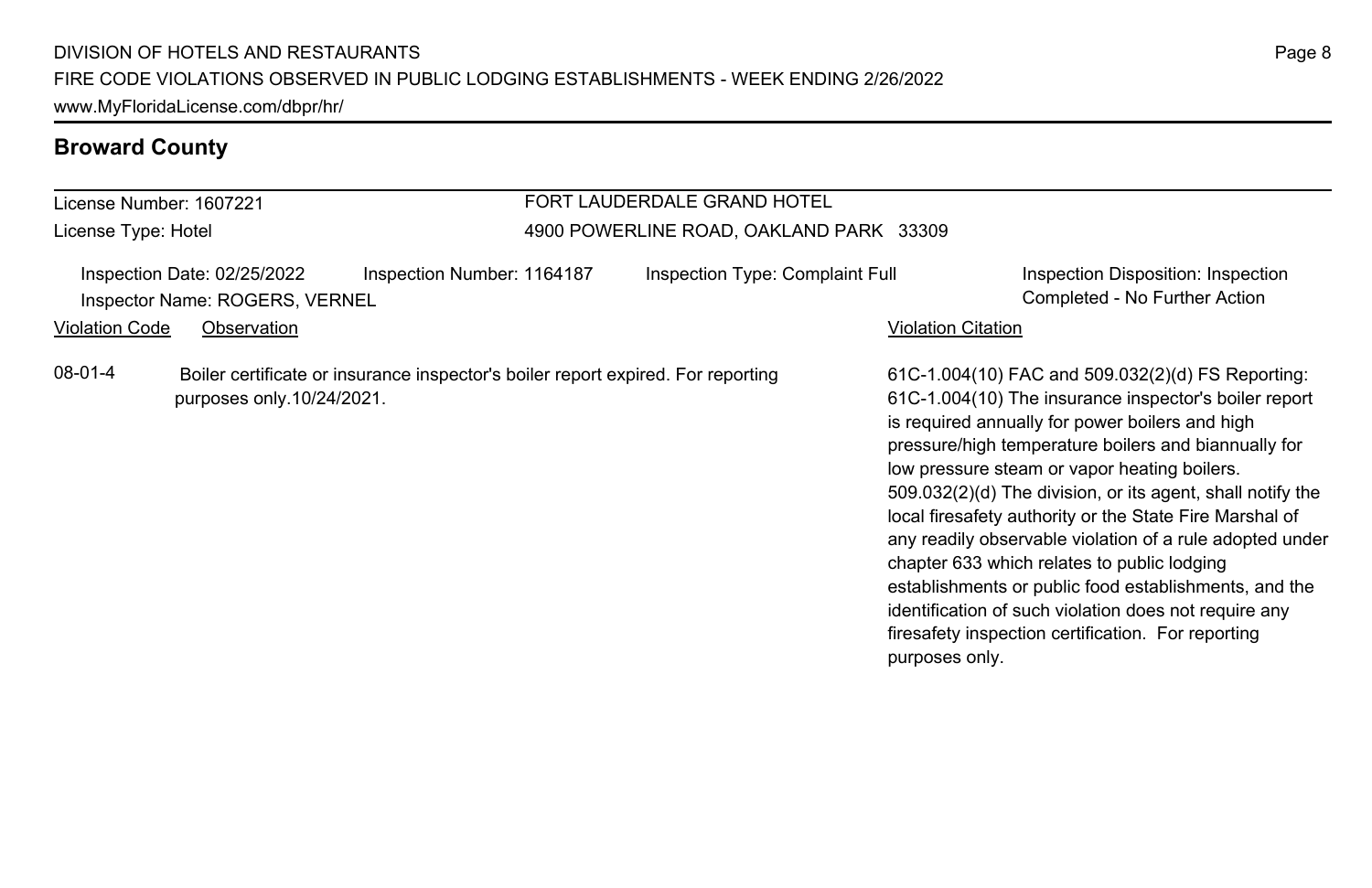## Broward County

License Number: 1607221
License Type: Hotel

FORT LAUDERDALE GRAND HOTEL
4900 POWERLINE ROAD, OAKLAND PARK 33309

Inspection Date: 02/25/2022
Inspector Name: ROGERS, VERNEL
Inspection Number: 1164187
Inspection Type: Complaint Full
Inspection Disposition: Inspection Completed - No Further Action

| Violation Code | Observation | Violation Citation |
|---|---|---|
| 08-01-4 | Boiler certificate or insurance inspector's boiler report expired. For reporting purposes only.10/24/2021. | 61C-1.004(10) FAC and 509.032(2)(d) FS Reporting: 61C-1.004(10) The insurance inspector's boiler report is required annually for power boilers and high pressure/high temperature boilers and biannually for low pressure steam or vapor heating boilers. 509.032(2)(d) The division, or its agent, shall notify the local firesafety authority or the State Fire Marshal of any readily observable violation of a rule adopted under chapter 633 which relates to public lodging establishments or public food establishments, and the identification of such violation does not require any firesafety inspection certification. For reporting purposes only. |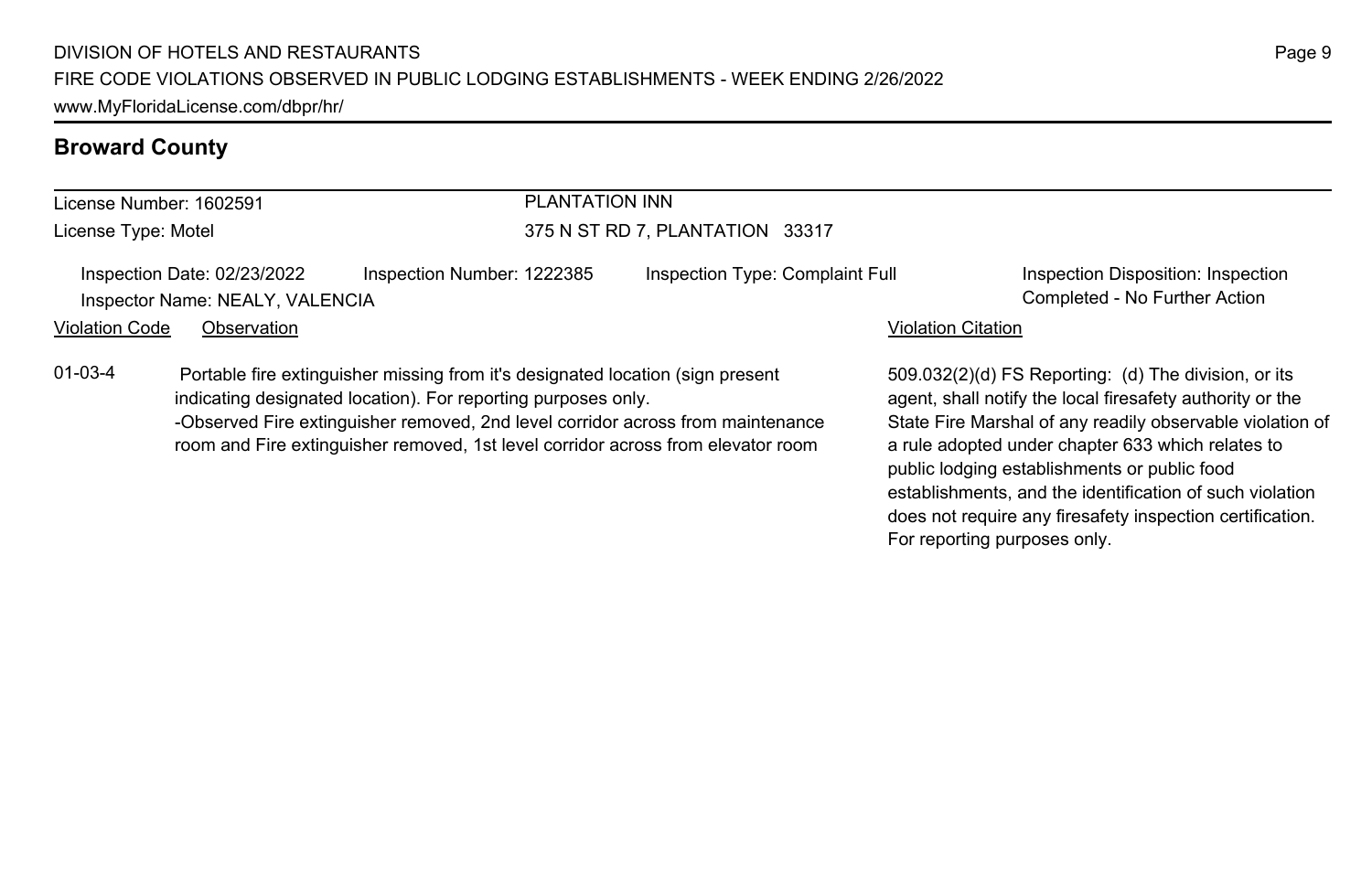## Broward County

License Number: 1602591
License Type: Motel

PLANTATION INN
375 N ST RD 7, PLANTATION 33317

Inspection Date: 02/23/2022
Inspector Name: NEALY, VALENCIA
Inspection Number: 1222385
Inspection Type: Complaint Full
Inspection Disposition: Inspection Completed - No Further Action

| Violation Code | Observation | Violation Citation |
| --- | --- | --- |
| 01-03-4 | Portable fire extinguisher missing from it's designated location (sign present indicating designated location). For reporting purposes only. -Observed Fire extinguisher removed, 2nd level corridor across from maintenance room and Fire extinguisher removed, 1st level corridor across from elevator room | 509.032(2)(d) FS Reporting: (d) The division, or its agent, shall notify the local firesafety authority or the State Fire Marshal of any readily observable violation of a rule adopted under chapter 633 which relates to public lodging establishments or public food establishments, and the identification of such violation does not require any firesafety inspection certification. For reporting purposes only. |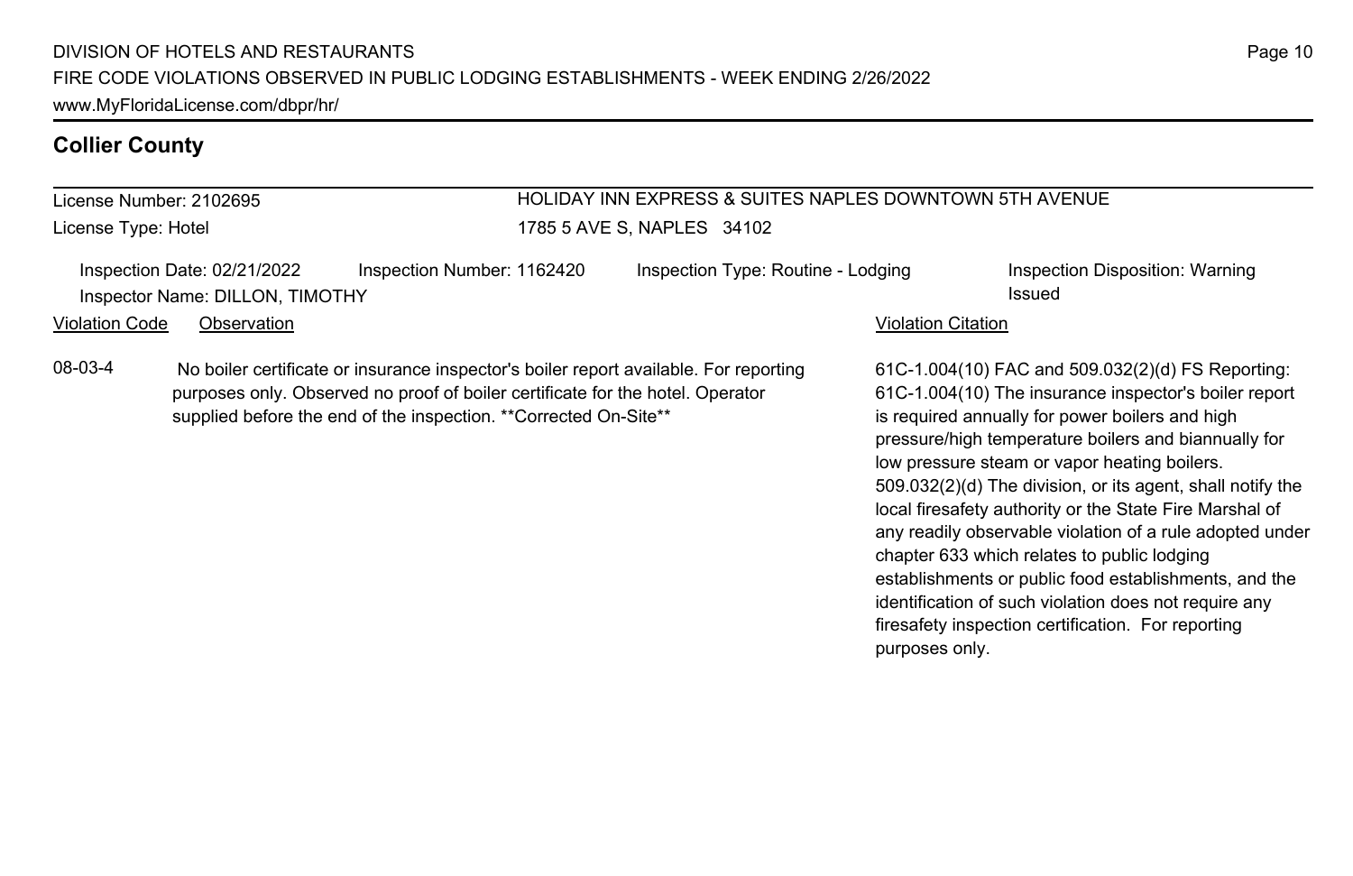## Collier County

License Number: 2102695
License Type: Hotel

**HOLIDAY INN EXPRESS & SUITES NAPLES DOWNTOWN 5TH AVENUE**
1785 5 AVE S, NAPLES 34102

Inspection Date: 02/21/2022
Inspection Number: 1162420
Inspection Type: Routine - Lodging
Inspection Disposition: Warning Issued
Inspector Name: DILLON, TIMOTHY

| Violation Code | Observation | Violation Citation |
| --- | --- | --- |
| 08-03-4 | No boiler certificate or insurance inspector's boiler report available. For reporting purposes only. Observed no proof of boiler certificate for the hotel. Operator supplied before the end of the inspection. **Corrected On-Site** | 61C-1.004(10) FAC and 509.032(2)(d) FS Reporting: 61C-1.004(10) The insurance inspector's boiler report is required annually for power boilers and high pressure/high temperature boilers and biannually for low pressure steam or vapor heating boilers. 509.032(2)(d) The division, or its agent, shall notify the local firesafety authority or the State Fire Marshal of any readily observable violation of a rule adopted under chapter 633 which relates to public lodging establishments or public food establishments, and the identification of such violation does not require any firesafety inspection certification. For reporting purposes only. |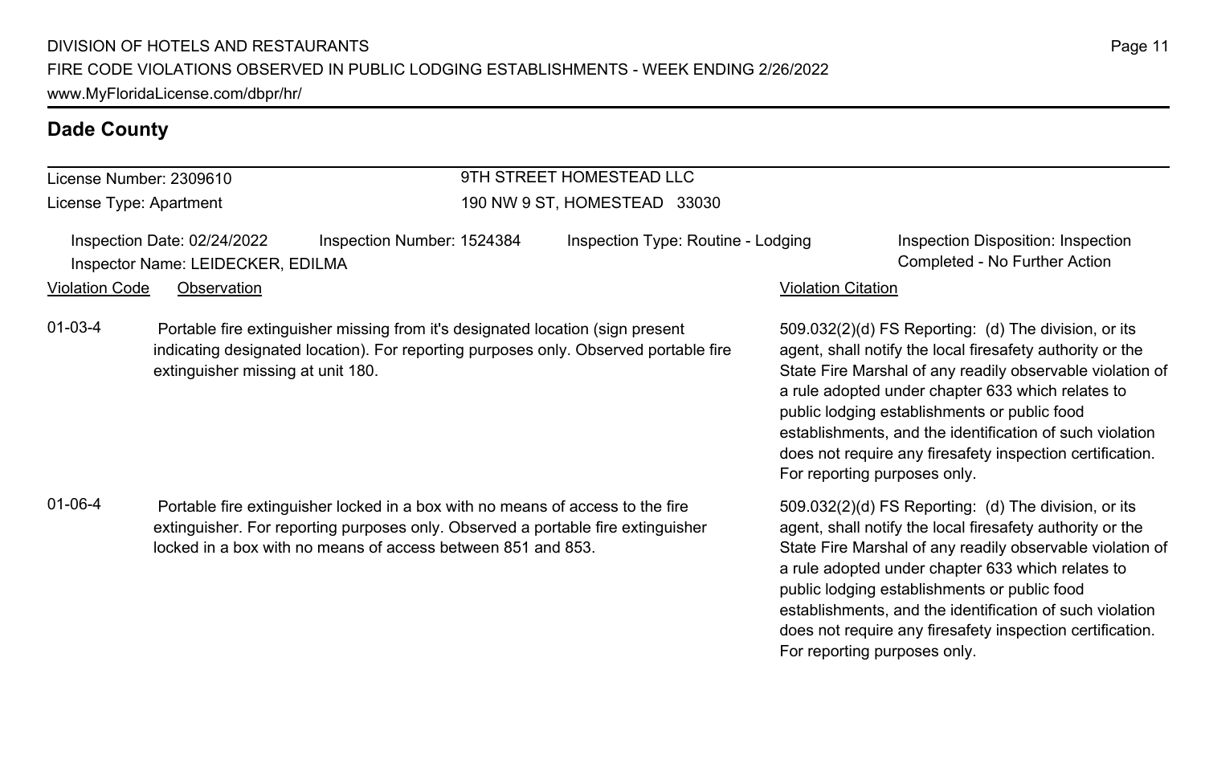## Dade County

License Number: 2309610
License Type: Apartment

9TH STREET HOMESTEAD LLC
190 NW 9 ST, HOMESTEAD 33030

Inspection Date: 02/24/2022
Inspection Number: 1524384
Inspection Type: Routine - Lodging
Inspection Disposition: Inspection Completed - No Further Action
Inspector Name: LEIDECKER, EDILMA

| Violation Code | Observation | Violation Citation |
| --- | --- | --- |
| 01-03-4 | Portable fire extinguisher missing from it's designated location (sign present indicating designated location). For reporting purposes only. Observed portable fire extinguisher missing at unit 180. | 509.032(2)(d) FS Reporting: (d) The division, or its agent, shall notify the local firesafety authority or the State Fire Marshal of any readily observable violation of a rule adopted under chapter 633 which relates to public lodging establishments or public food establishments, and the identification of such violation does not require any firesafety inspection certification. For reporting purposes only. |
| 01-06-4 | Portable fire extinguisher locked in a box with no means of access to the fire extinguisher. For reporting purposes only. Observed a portable fire extinguisher locked in a box with no means of access between 851 and 853. | 509.032(2)(d) FS Reporting: (d) The division, or its agent, shall notify the local firesafety authority or the State Fire Marshal of any readily observable violation of a rule adopted under chapter 633 which relates to public lodging establishments or public food establishments, and the identification of such violation does not require any firesafety inspection certification. For reporting purposes only. |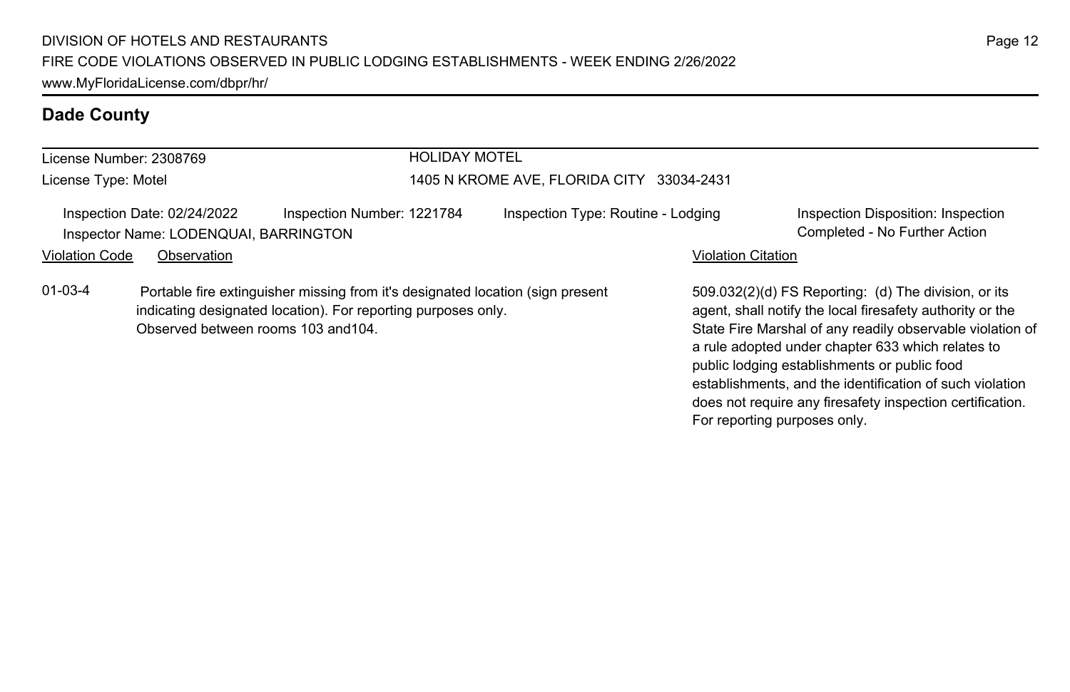## Dade County

License Number: 2308769

License Type: Motel

**HOLIDAY MOTEL**

1405 N KROME AVE, FLORIDA CITY 33034-2431

Inspection Date: 02/24/2022
Inspection Number: 1221784
Inspection Type: Routine - Lodging
Inspection Disposition: Inspection Completed - No Further Action

Inspector Name: LODENQUAI, BARRINGTON

| Violation Code | Observation | Violation Citation |
|---|---|---|
| 01-03-4 | Portable fire extinguisher missing from it's designated location (sign present indicating designated location). For reporting purposes only. Observed between rooms 103 and104. | 509.032(2)(d) FS Reporting: (d) The division, or its agent, shall notify the local firesafety authority or the State Fire Marshal of any readily observable violation of a rule adopted under chapter 633 which relates to public lodging establishments or public food establishments, and the identification of such violation does not require any firesafety inspection certification. For reporting purposes only. |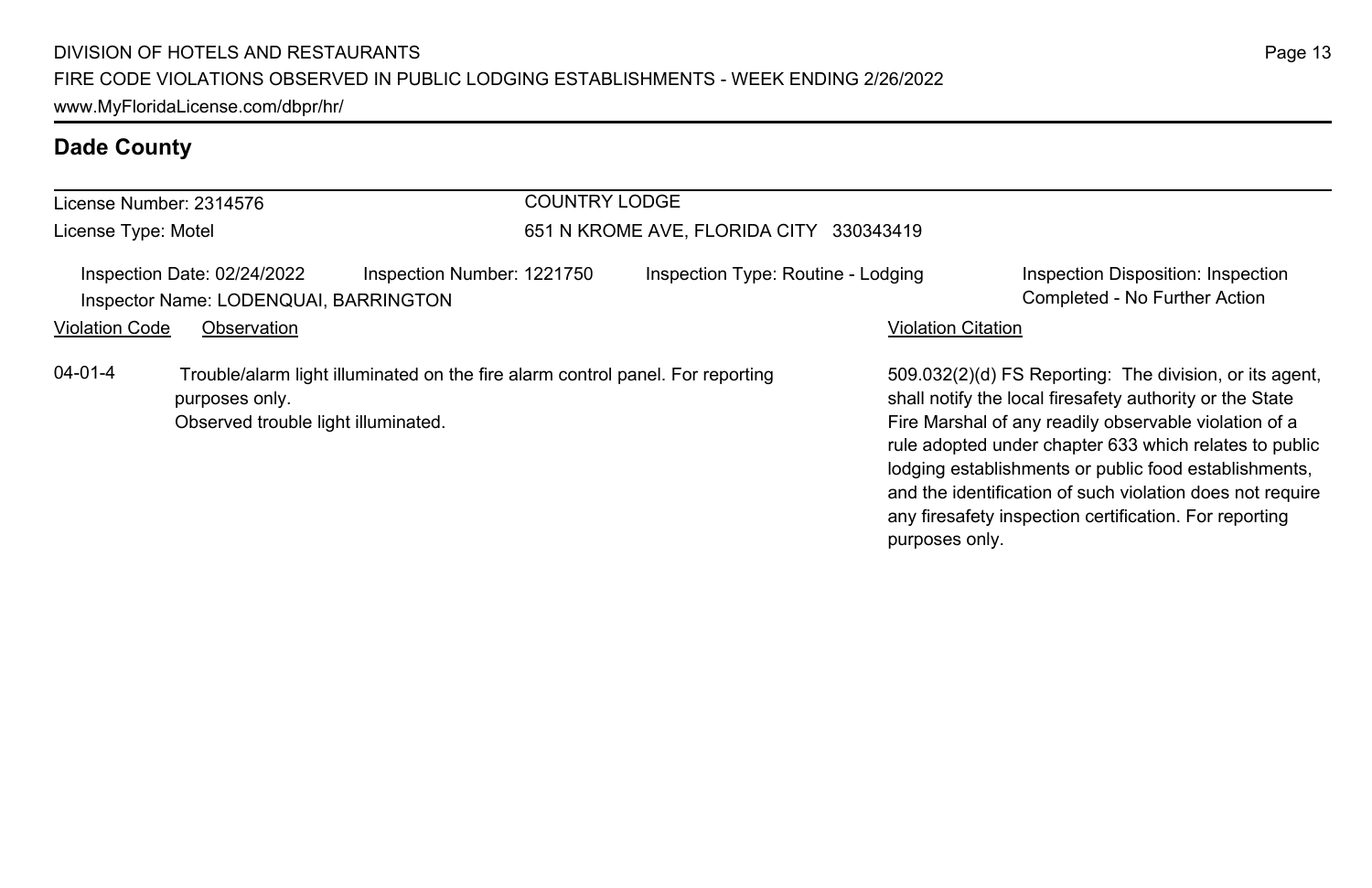## Dade County

License Number: 2314576

License Type: Motel

COUNTRY LODGE

651 N KROME AVE, FLORIDA CITY 330343419

Inspection Date: 02/24/2022 | Inspection Number: 1221750 | Inspection Type: Routine - Lodging | Inspection Disposition: Inspection Completed - No Further Action

Inspector Name: LODENQUAI, BARRINGTON

| Violation Code | Observation | Violation Citation |
| --- | --- | --- |
| 04-01-4 | Trouble/alarm light illuminated on the fire alarm control panel. For reporting purposes only.<br>Observed trouble light illuminated. | 509.032(2)(d) FS Reporting: The division, or its agent, shall notify the local firesafety authority or the State Fire Marshal of any readily observable violation of a rule adopted under chapter 633 which relates to public lodging establishments or public food establishments, and the identification of such violation does not require any firesafety inspection certification. For reporting purposes only. |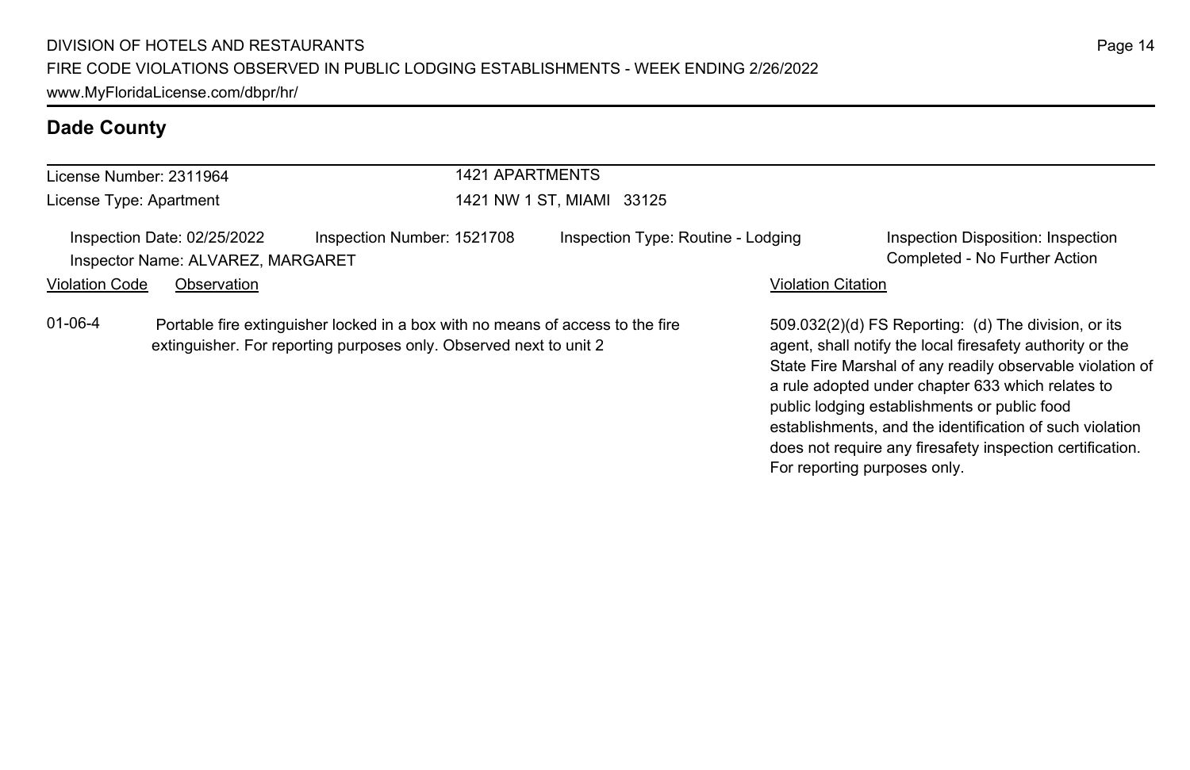## Dade County

License Number: 2311964
License Type: Apartment

1421 APARTMENTS
1421 NW 1 ST, MIAMI 33125

Inspection Date: 02/25/2022
Inspection Number: 1521708
Inspection Type: Routine - Lodging
Inspection Disposition: Inspection Completed - No Further Action
Inspector Name: ALVAREZ, MARGARET

| Violation Code | Observation | Violation Citation |
|---|---|---|
| 01-06-4 | Portable fire extinguisher locked in a box with no means of access to the fire extinguisher. For reporting purposes only. Observed next to unit 2 | 509.032(2)(d) FS Reporting: (d) The division, or its agent, shall notify the local firesafety authority or the State Fire Marshal of any readily observable violation of a rule adopted under chapter 633 which relates to public lodging establishments or public food establishments, and the identification of such violation does not require any firesafety inspection certification. For reporting purposes only. |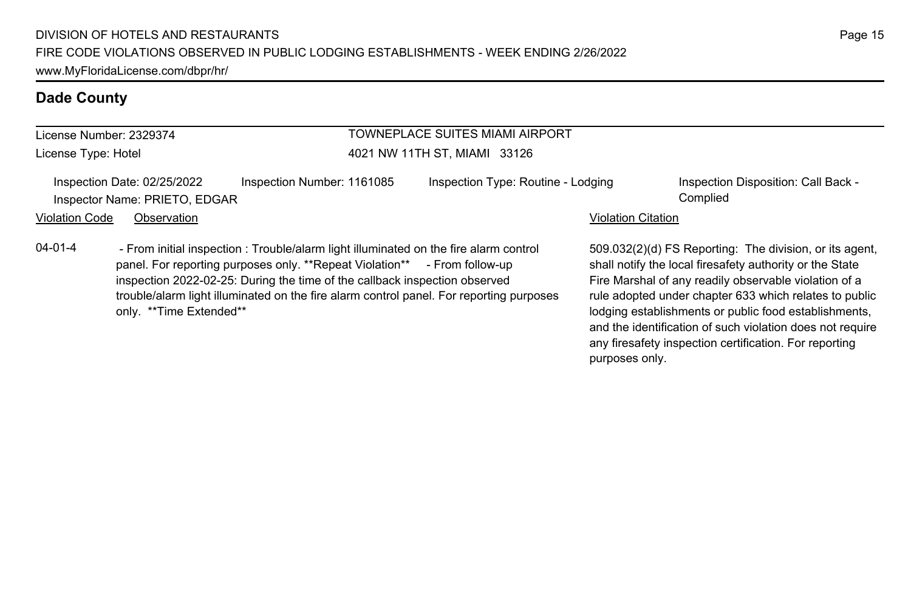## Dade County

License Number: 2329374

License Type: Hotel

**TOWNEPLACE SUITES MIAMI AIRPORT**

4021 NW 11TH ST, MIAMI 33126

Inspection Date: 02/25/2022 | Inspection Number: 1161085 | Inspection Type: Routine - Lodging | Inspection Disposition: Call Back - Complied

Inspector Name: PRIETO, EDGAR

| Violation Code | Observation | Violation Citation |
| --- | --- | --- |
| 04-01-4 | - From initial inspection : Trouble/alarm light illuminated on the fire alarm control panel. For reporting purposes only. **Repeat Violation** - From follow-up inspection 2022-02-25: During the time of the callback inspection observed trouble/alarm light illuminated on the fire alarm control panel. For reporting purposes only. **Time Extended** | 509.032(2)(d) FS Reporting: The division, or its agent, shall notify the local firesafety authority or the State Fire Marshal of any readily observable violation of a rule adopted under chapter 633 which relates to public lodging establishments or public food establishments, and the identification of such violation does not require any firesafety inspection certification. For reporting purposes only. |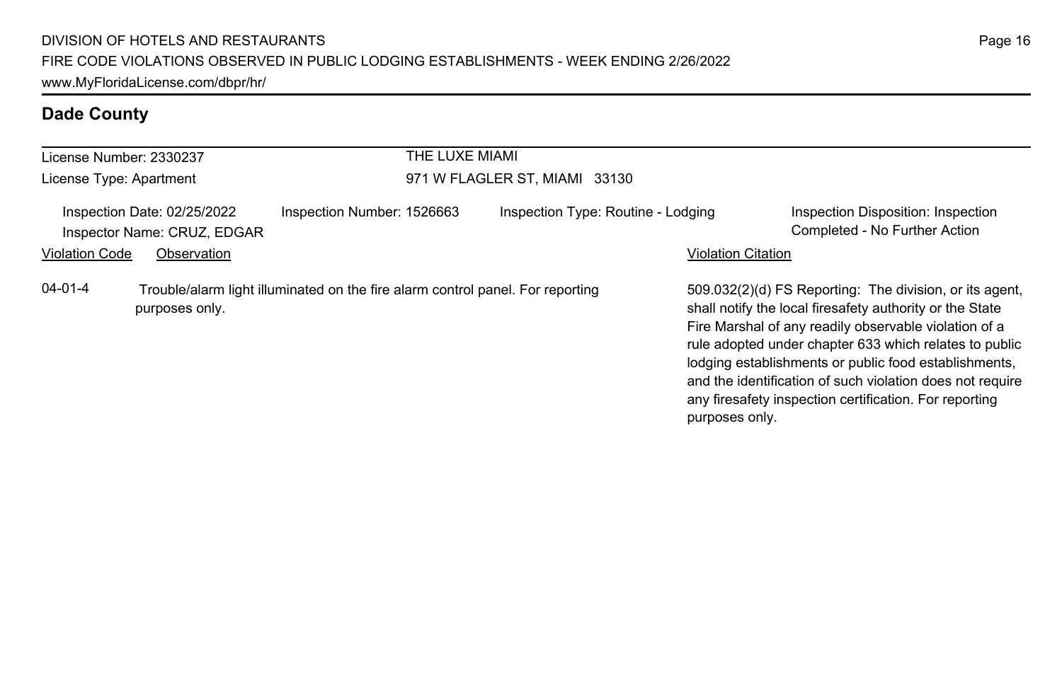## Dade County

| License Number: 2330237 | THE LUXE MIAMI |
| --- | --- |
| License Type: Apartment | 971 W FLAGLER ST, MIAMI 33130 |

Inspection Date: 02/25/2022 | Inspection Number: 1526663 | Inspection Type: Routine - Lodging | Inspection Disposition: Inspection Completed - No Further Action

Inspector Name: CRUZ, EDGAR

| Violation Code | Observation | Violation Citation |
| --- | --- | --- |
| 04-01-4 | Trouble/alarm light illuminated on the fire alarm control panel. For reporting purposes only. | 509.032(2)(d) FS Reporting: The division, or its agent, shall notify the local firesafety authority or the State Fire Marshal of any readily observable violation of a rule adopted under chapter 633 which relates to public lodging establishments or public food establishments, and the identification of such violation does not require any firesafety inspection certification. For reporting purposes only. |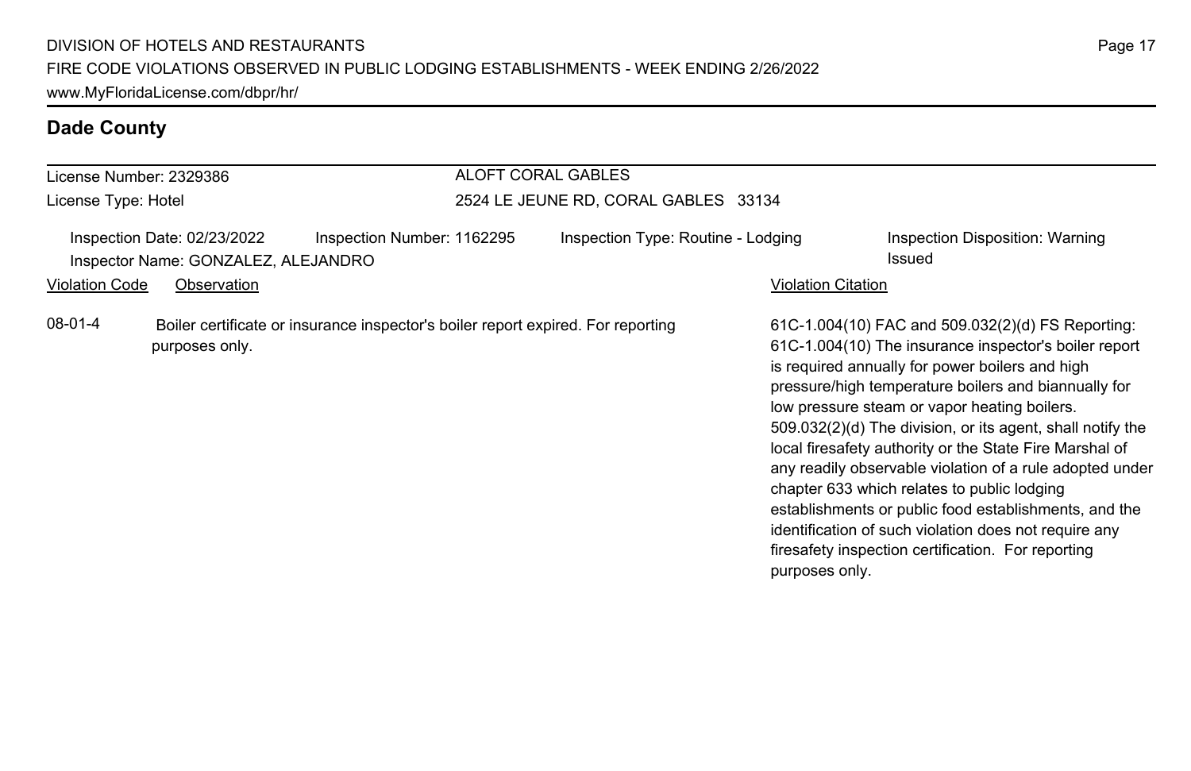## Dade County

License Number: 2329386

License Type: Hotel

**ALOFT CORAL GABLES**

2524 LE JEUNE RD, CORAL GABLES 33134

Inspection Date: 02/23/2022 | Inspection Number: 1162295 | Inspection Type: Routine - Lodging | Inspection Disposition: Warning Issued

Inspector Name: GONZALEZ, ALEJANDRO

| Violation Code | Observation | Violation Citation |
| --- | --- | --- |
| 08-01-4 | Boiler certificate or insurance inspector's boiler report expired. For reporting purposes only. | 61C-1.004(10) FAC and 509.032(2)(d) FS Reporting: 61C-1.004(10) The insurance inspector's boiler report is required annually for power boilers and high pressure/high temperature boilers and biannually for low pressure steam or vapor heating boilers. 509.032(2)(d) The division, or its agent, shall notify the local firesafety authority or the State Fire Marshal of any readily observable violation of a rule adopted under chapter 633 which relates to public lodging establishments or public food establishments, and the identification of such violation does not require any firesafety inspection certification. For reporting purposes only. |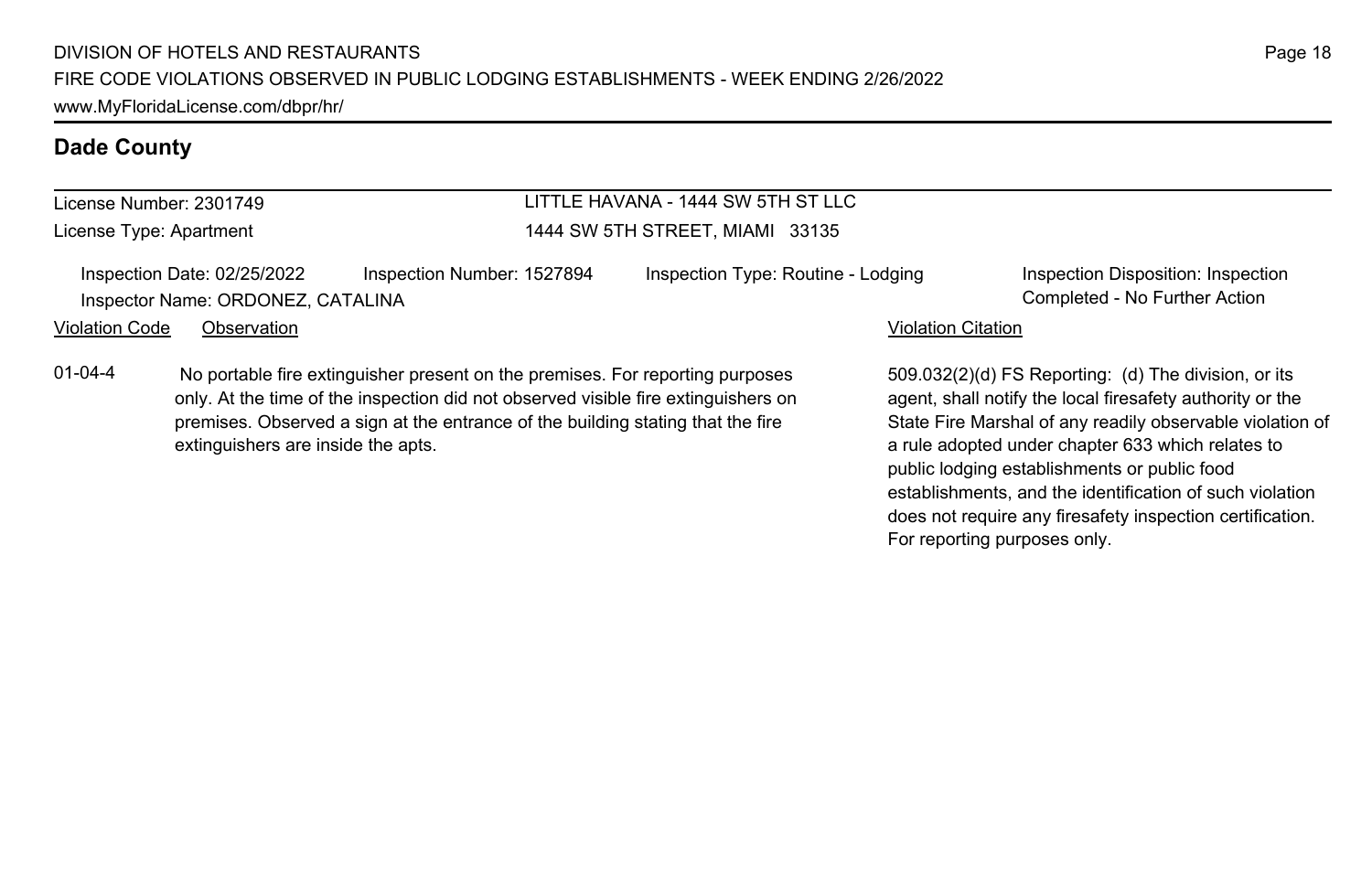## Dade County

License Number: 2301749
License Type: Apartment

LITTLE HAVANA - 1444 SW 5TH ST LLC
1444 SW 5TH STREET, MIAMI 33135

Inspection Date: 02/25/2022
Inspection Number: 1527894
Inspection Type: Routine - Lodging
Inspection Disposition: Inspection Completed - No Further Action
Inspector Name: ORDONEZ, CATALINA

| Violation Code | Observation | Violation Citation |
| --- | --- | --- |
| 01-04-4 | No portable fire extinguisher present on the premises. For reporting purposes only. At the time of the inspection did not observed visible fire extinguishers on premises. Observed a sign at the entrance of the building stating that the fire extinguishers are inside the apts. | 509.032(2)(d) FS Reporting: (d) The division, or its agent, shall notify the local firesafety authority or the State Fire Marshal of any readily observable violation of a rule adopted under chapter 633 which relates to public lodging establishments or public food establishments, and the identification of such violation does not require any firesafety inspection certification. For reporting purposes only. |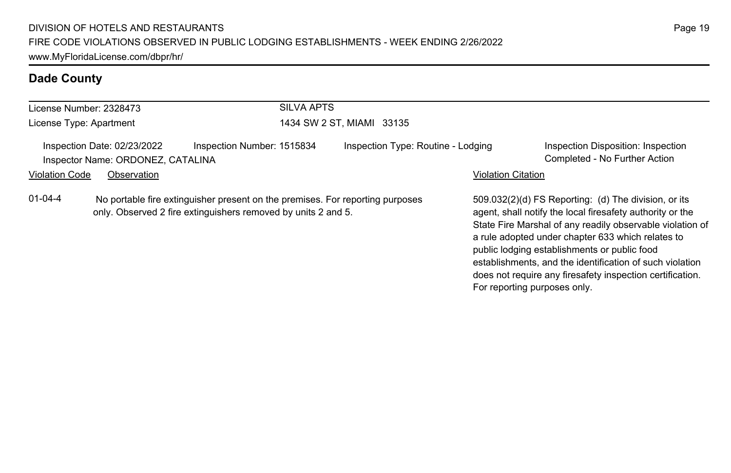## Dade County

License Number: 2328473
License Type: Apartment

SILVA APTS
1434 SW 2 ST, MIAMI 33135

Inspection Date: 02/23/2022
Inspection Number: 1515834
Inspection Type: Routine - Lodging
Inspection Disposition: Inspection Completed - No Further Action
Inspector Name: ORDONEZ, CATALINA

| Violation Code | Observation | Violation Citation |
| --- | --- | --- |
| 01-04-4 | No portable fire extinguisher present on the premises. For reporting purposes only. Observed 2 fire extinguishers removed by units 2 and 5. | 509.032(2)(d) FS Reporting: (d) The division, or its agent, shall notify the local firesafety authority or the State Fire Marshal of any readily observable violation of a rule adopted under chapter 633 which relates to public lodging establishments or public food establishments, and the identification of such violation does not require any firesafety inspection certification. For reporting purposes only. |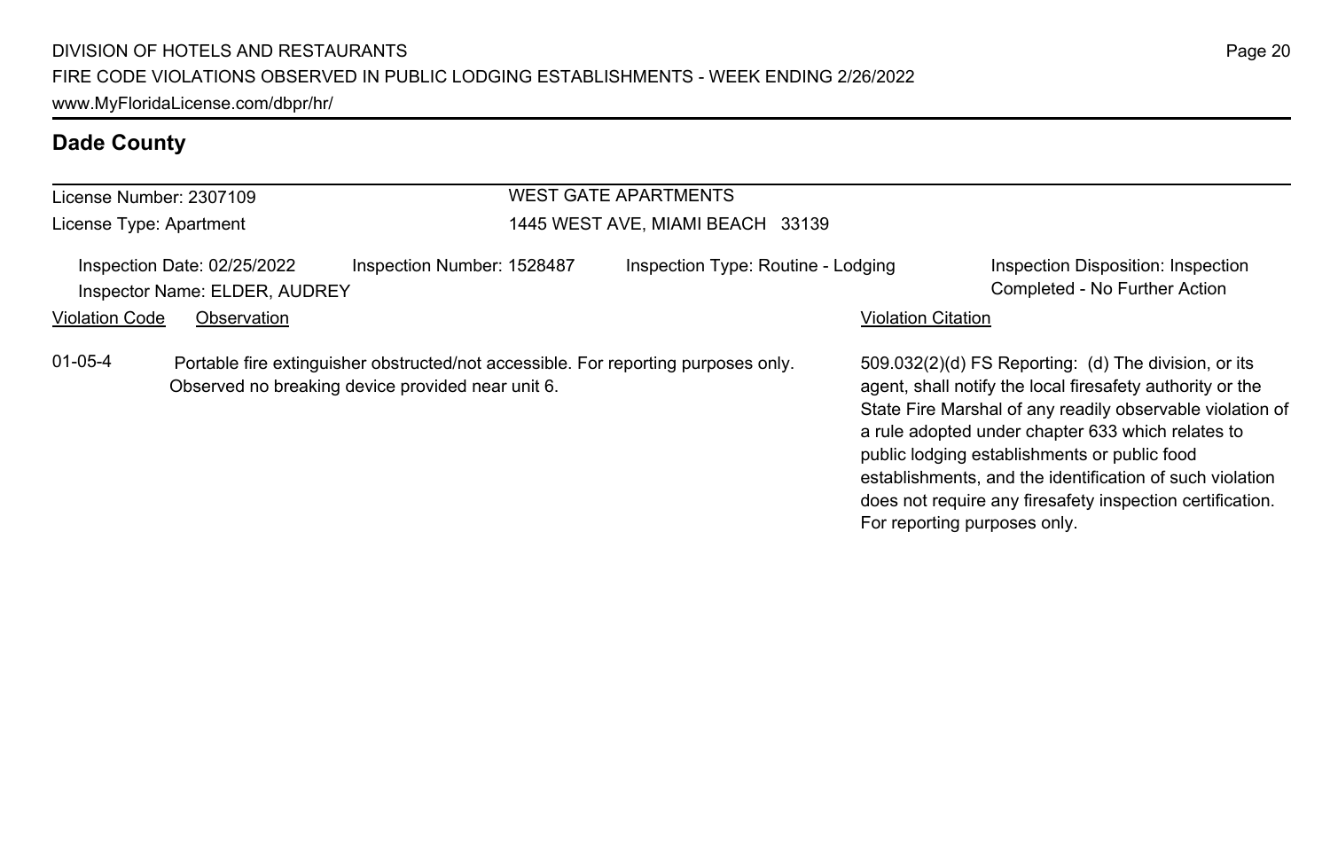## Dade County

License Number: 2307109

License Type: Apartment

**WEST GATE APARTMENTS**

1445 WEST AVE, MIAMI BEACH 33139

Inspection Date: 02/25/2022 | Inspection Number: 1528487 | Inspection Type: Routine - Lodging | Inspection Disposition: Inspection Completed - No Further Action

Inspector Name: ELDER, AUDREY

| Violation Code | Observation | Violation Citation |
| --- | --- | --- |
| 01-05-4 | Portable fire extinguisher obstructed/not accessible. For reporting purposes only. Observed no breaking device provided near unit 6. | 509.032(2)(d) FS Reporting: (d) The division, or its agent, shall notify the local firesafety authority or the State Fire Marshal of any readily observable violation of a rule adopted under chapter 633 which relates to public lodging establishments or public food establishments, and the identification of such violation does not require any firesafety inspection certification. For reporting purposes only. |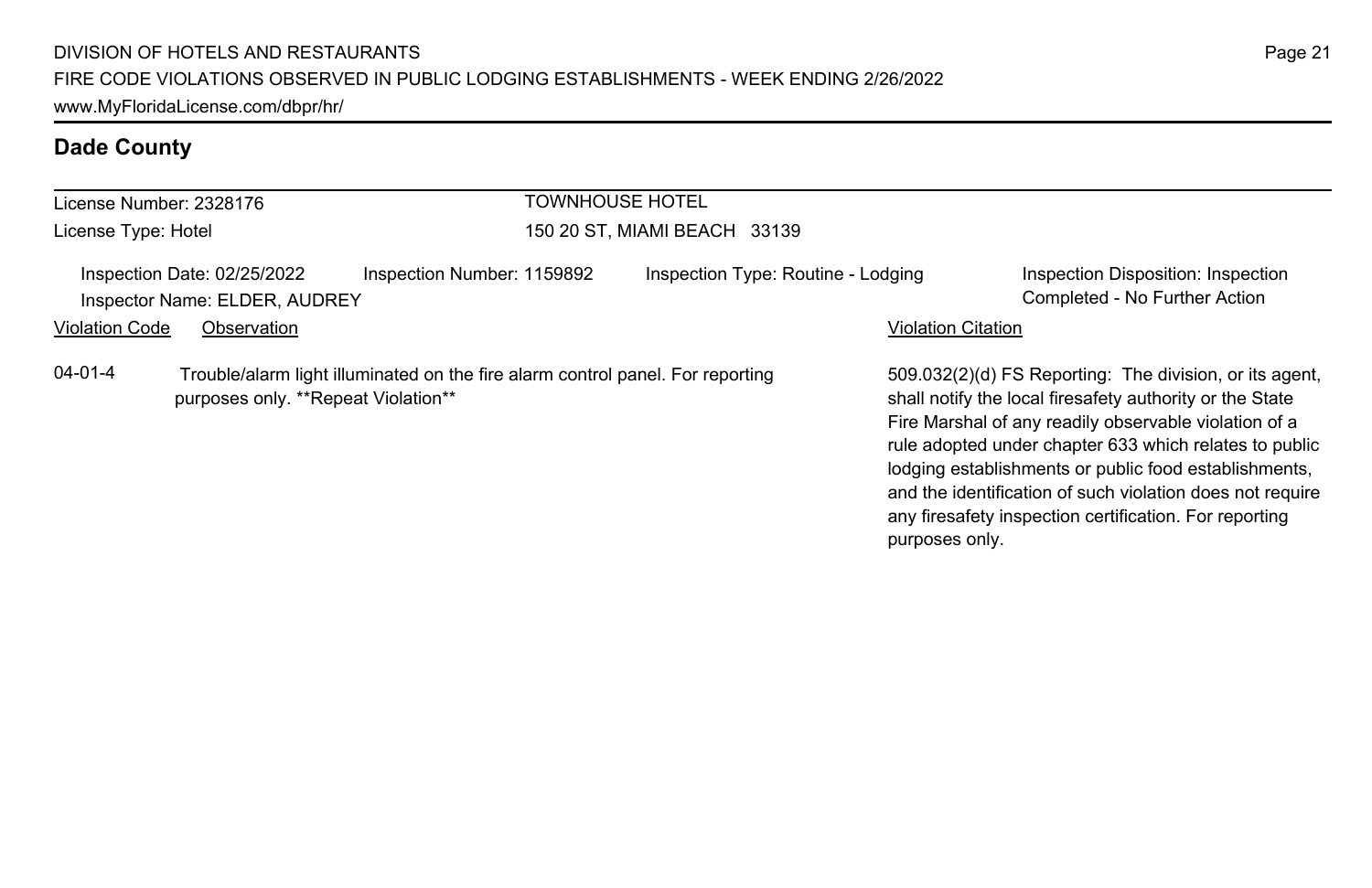## Dade County

License Number: 2328176

License Type: Hotel

TOWNHOUSE HOTEL

150 20 ST, MIAMI BEACH 33139

Inspection Date: 02/25/2022 | Inspection Number: 1159892 | Inspection Type: Routine - Lodging | Inspection Disposition: Inspection Completed - No Further Action

Inspector Name: ELDER, AUDREY

| Violation Code | Observation | Violation Citation |
| --- | --- | --- |
| 04-01-4 | Trouble/alarm light illuminated on the fire alarm control panel. For reporting purposes only. **Repeat Violation** | 509.032(2)(d) FS Reporting: The division, or its agent, shall notify the local firesafety authority or the State Fire Marshal of any readily observable violation of a rule adopted under chapter 633 which relates to public lodging establishments or public food establishments, and the identification of such violation does not require any firesafety inspection certification. For reporting purposes only. |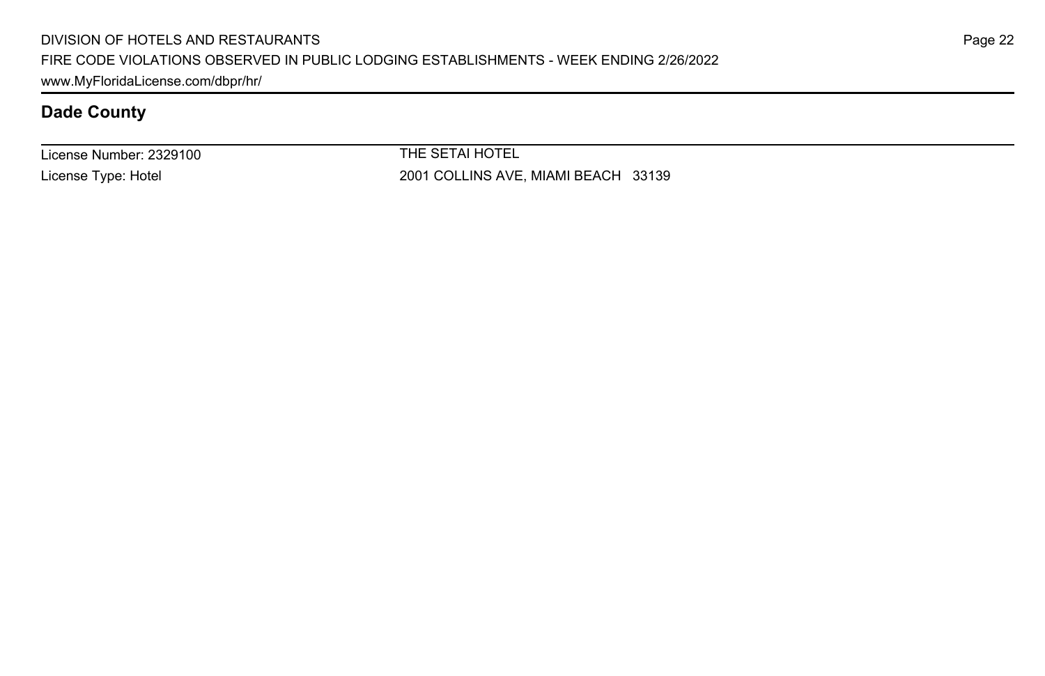## Dade County

| License Number: 2329100 | THE SETAI HOTEL |
| --- | --- |
| License Type: Hotel | 2001 COLLINS AVE, MIAMI BEACH 33139 |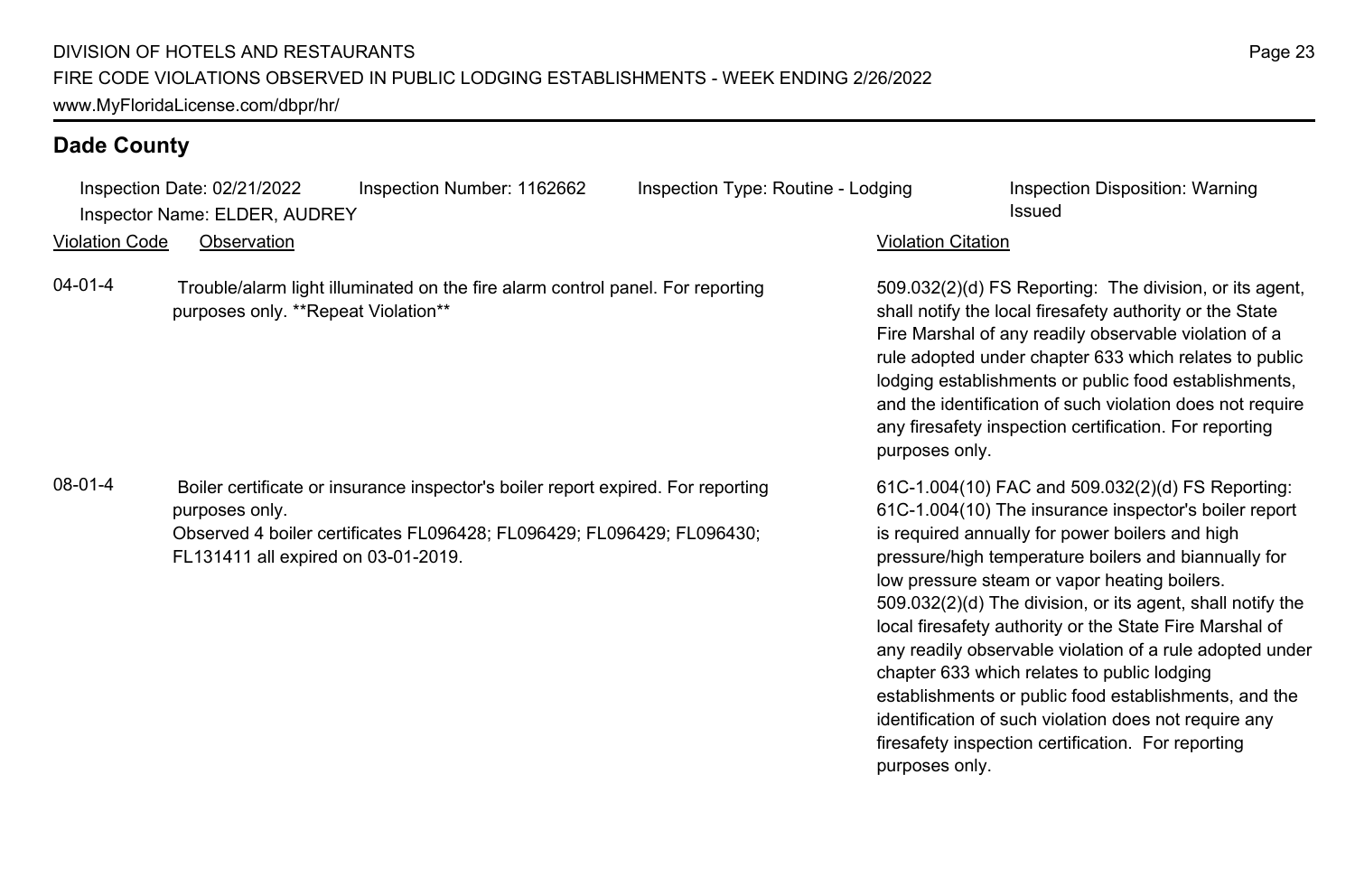## Dade County

Inspection Date: 02/21/2022 Inspection Number: 1162662 Inspection Type: Routine - Lodging Inspection Disposition: Warning Issued
Inspector Name: ELDER, AUDREY

| Violation Code | Observation | Violation Citation |
|---|---|---|
| 04-01-4 | Trouble/alarm light illuminated on the fire alarm control panel. For reporting purposes only. **Repeat Violation** | 509.032(2)(d) FS Reporting: The division, or its agent, shall notify the local firesafety authority or the State Fire Marshal of any readily observable violation of a rule adopted under chapter 633 which relates to public lodging establishments or public food establishments, and the identification of such violation does not require any firesafety inspection certification. For reporting purposes only. |
| 08-01-4 | Boiler certificate or insurance inspector's boiler report expired. For reporting purposes only. Observed 4 boiler certificates FL096428; FL096429; FL096429; FL096430; FL131411 all expired on 03-01-2019. | 61C-1.004(10) FAC and 509.032(2)(d) FS Reporting: 61C-1.004(10) The insurance inspector's boiler report is required annually for power boilers and high pressure/high temperature boilers and biannually for low pressure steam or vapor heating boilers. 509.032(2)(d) The division, or its agent, shall notify the local firesafety authority or the State Fire Marshal of any readily observable violation of a rule adopted under chapter 633 which relates to public lodging establishments or public food establishments, and the identification of such violation does not require any firesafety inspection certification. For reporting purposes only. |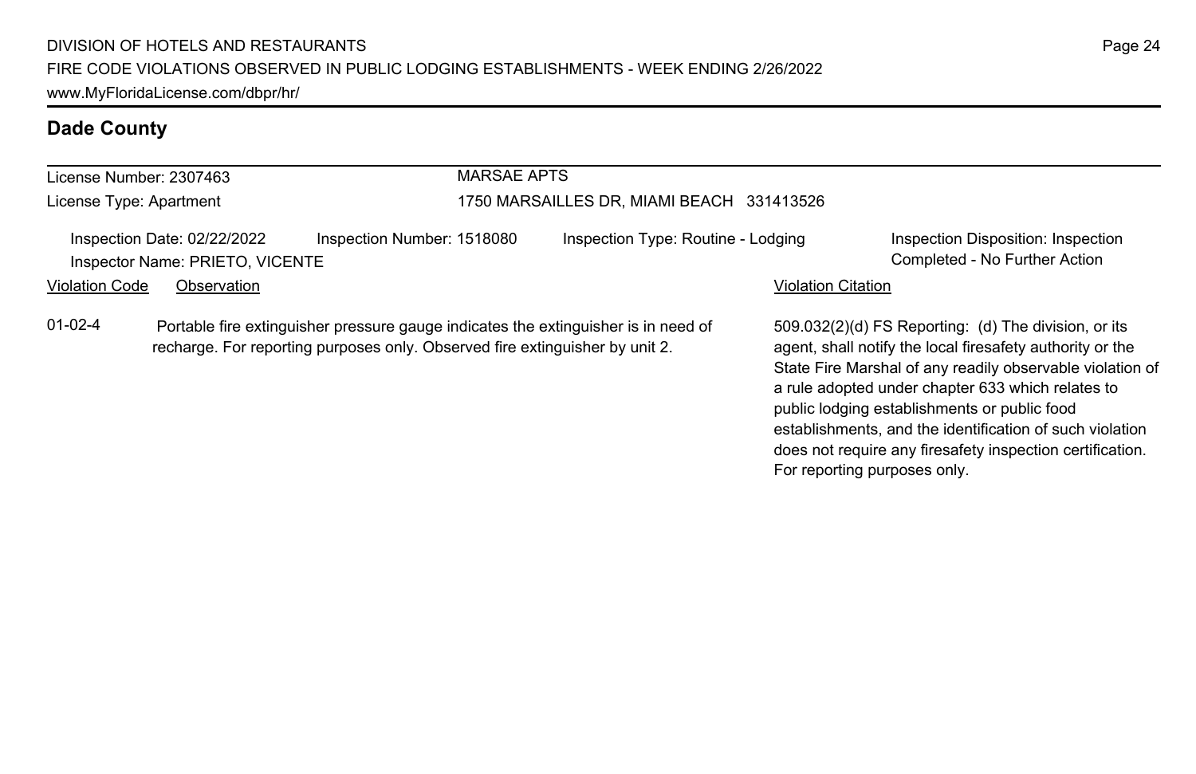## Dade County

License Number: 2307463
License Type: Apartment

MARSAE APTS
1750 MARSAILLES DR, MIAMI BEACH 331413526

Inspection Date: 02/22/2022
Inspector Name: PRIETO, VICENTE
Inspection Number: 1518080
Inspection Type: Routine - Lodging
Inspection Disposition: Inspection Completed - No Further Action

| Violation Code | Observation | Violation Citation |
| --- | --- | --- |
| 01-02-4 | Portable fire extinguisher pressure gauge indicates the extinguisher is in need of recharge. For reporting purposes only. Observed fire extinguisher by unit 2. | 509.032(2)(d) FS Reporting: (d) The division, or its agent, shall notify the local firesafety authority or the State Fire Marshal of any readily observable violation of a rule adopted under chapter 633 which relates to public lodging establishments or public food establishments, and the identification of such violation does not require any firesafety inspection certification. For reporting purposes only. |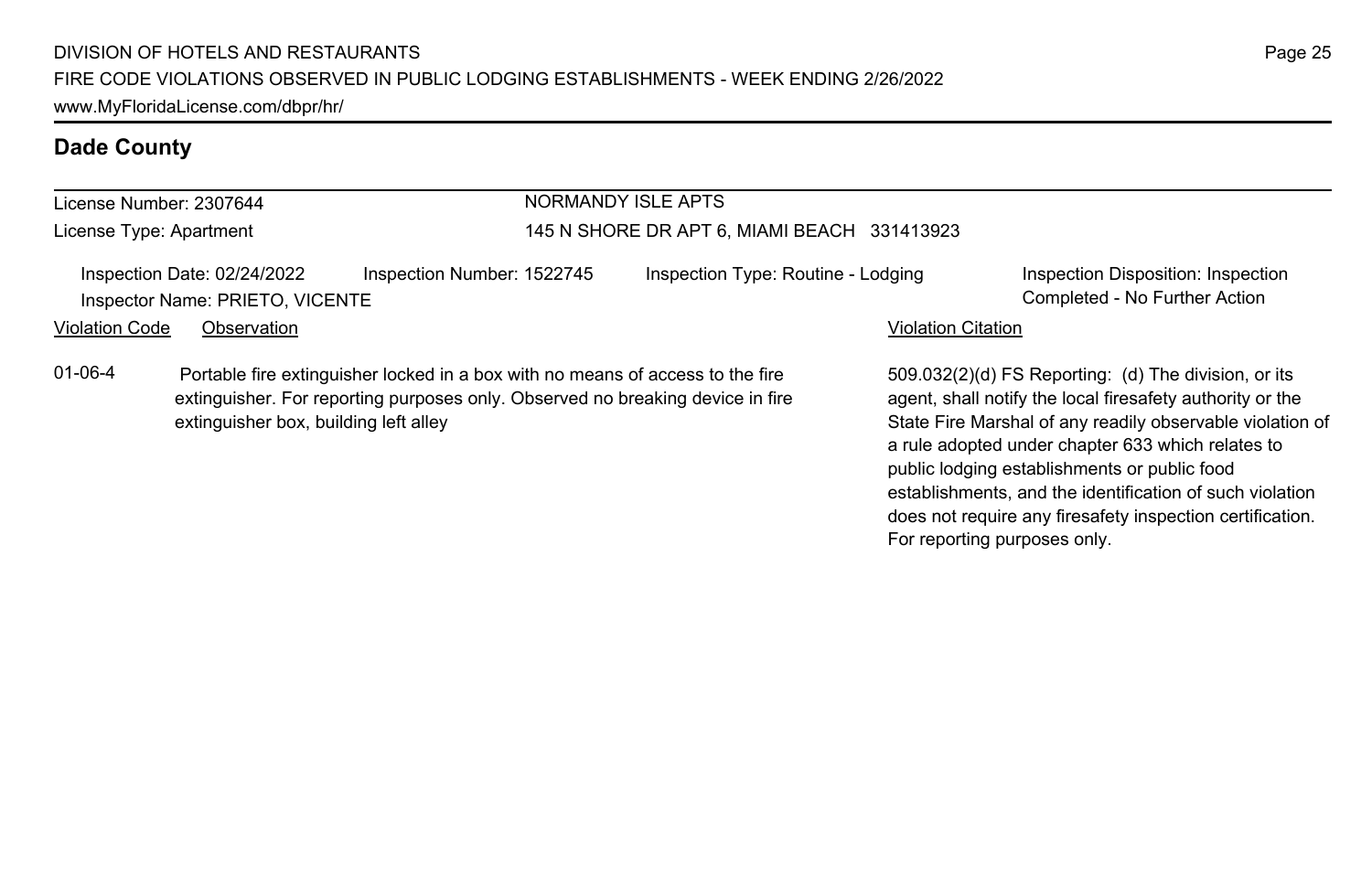## Dade County

License Number: 2307644

License Type: Apartment

**NORMANDY ISLE APTS**

145 N SHORE DR APT 6, MIAMI BEACH 331413923

Inspection Date: 02/24/2022 | Inspection Number: 1522745 | Inspection Type: Routine - Lodging | Inspection Disposition: Inspection Completed - No Further Action

Inspector Name: PRIETO, VICENTE

| Violation Code | Observation | Violation Citation |
| --- | --- | --- |
| 01-06-4 | Portable fire extinguisher locked in a box with no means of access to the fire extinguisher. For reporting purposes only. Observed no breaking device in fire extinguisher box, building left alley | 509.032(2)(d) FS Reporting: (d) The division, or its agent, shall notify the local firesafety authority or the State Fire Marshal of any readily observable violation of a rule adopted under chapter 633 which relates to public lodging establishments or public food establishments, and the identification of such violation does not require any firesafety inspection certification. For reporting purposes only. |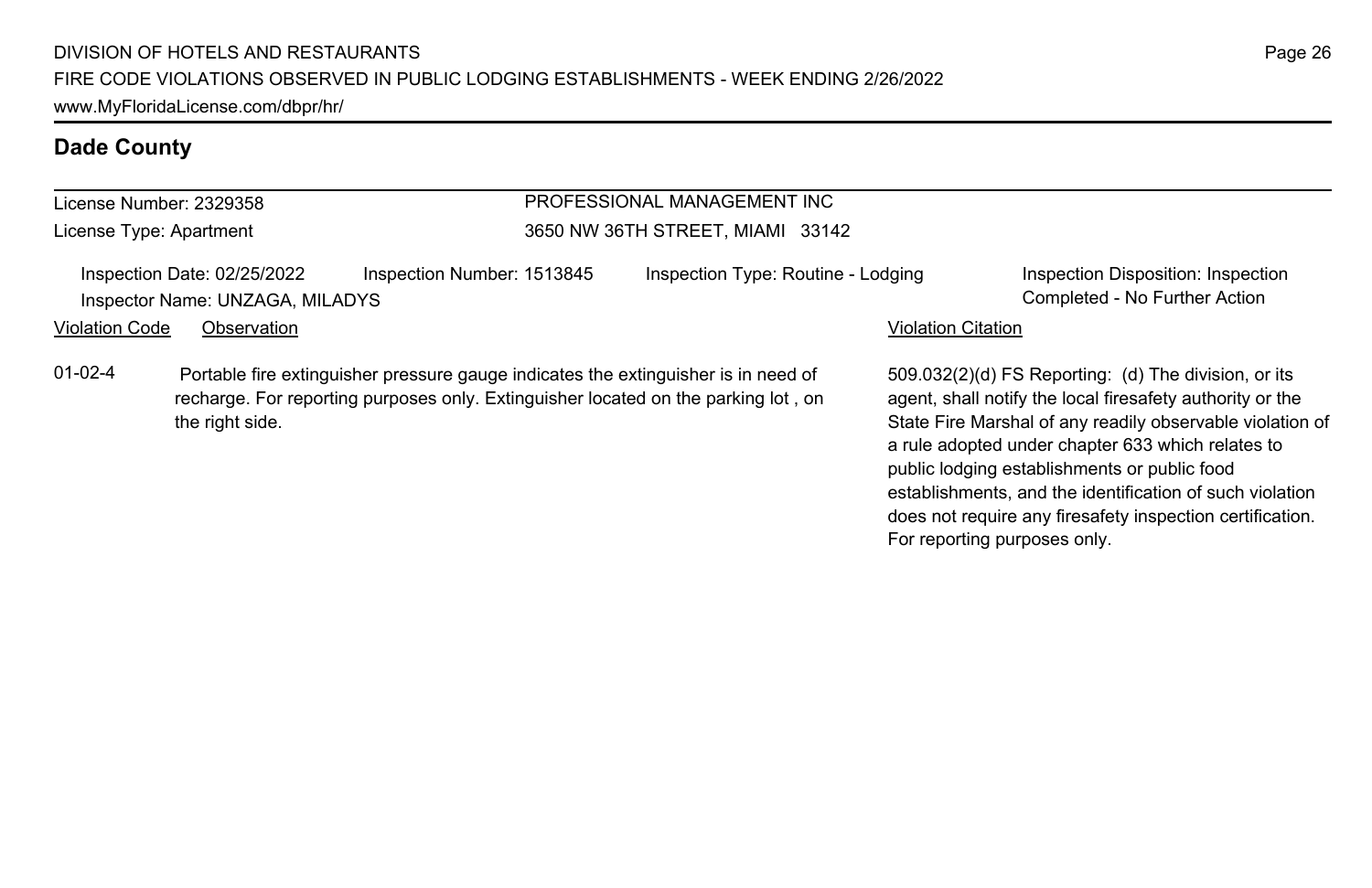## Dade County

License Number: 2329358
License Type: Apartment

PROFESSIONAL MANAGEMENT INC
3650 NW 36TH STREET, MIAMI 33142

Inspection Date: 02/25/2022 | Inspection Number: 1513845 | Inspection Type: Routine - Lodging | Inspection Disposition: Inspection Completed - No Further Action
Inspector Name: UNZAGA, MILADYS

| Violation Code | Observation | Violation Citation |
| --- | --- | --- |
| 01-02-4 | Portable fire extinguisher pressure gauge indicates the extinguisher is in need of recharge. For reporting purposes only. Extinguisher located on the parking lot , on the right side. | 509.032(2)(d) FS Reporting: (d) The division, or its agent, shall notify the local firesafety authority or the State Fire Marshal of any readily observable violation of a rule adopted under chapter 633 which relates to public lodging establishments or public food establishments, and the identification of such violation does not require any firesafety inspection certification. For reporting purposes only. |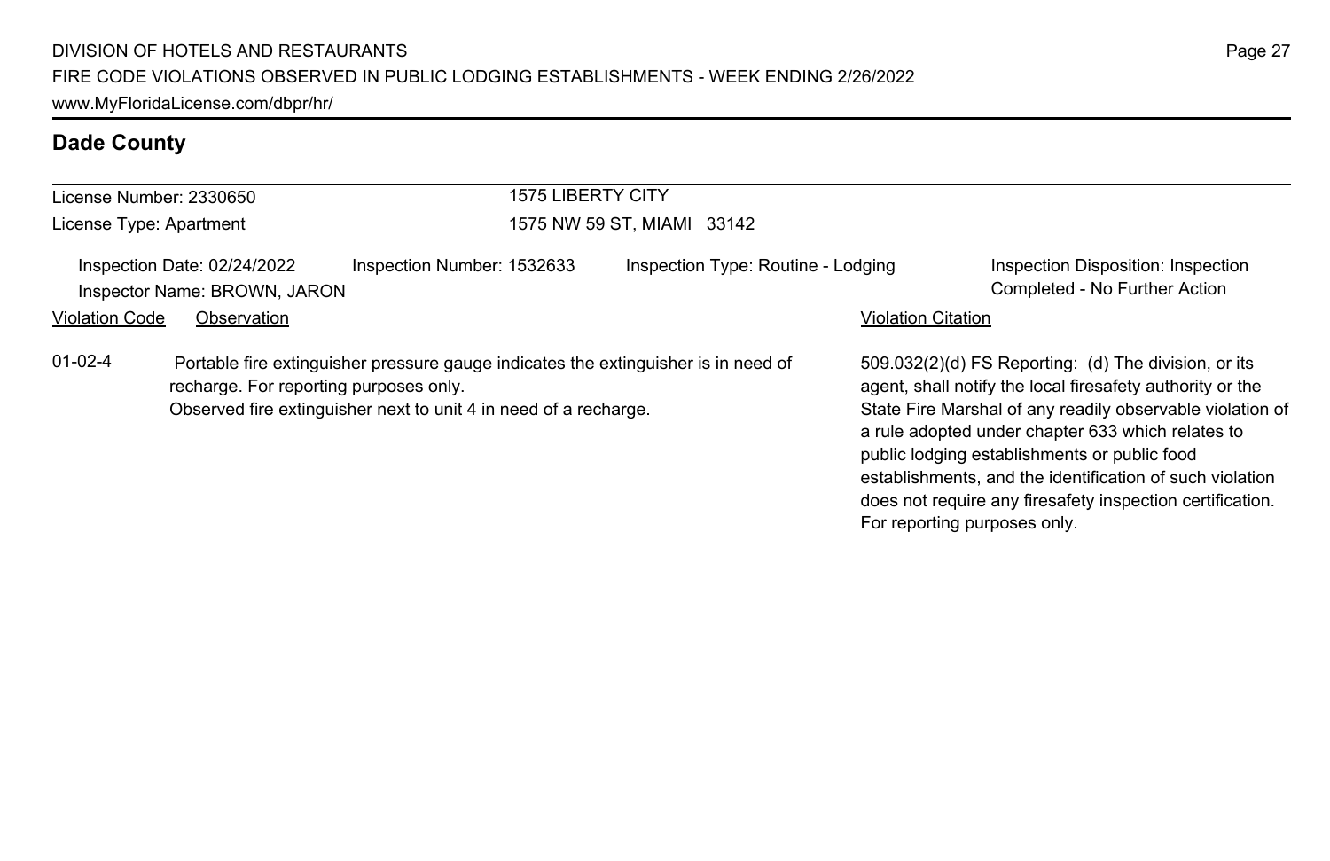## Dade County

| License Number: 2330650 | 1575 LIBERTY CITY |
|---|---|
| License Type: Apartment | 1575 NW 59 ST, MIAMI 33142 |

Inspection Date: 02/24/2022 | Inspection Number: 1532633 | Inspection Type: Routine - Lodging | Inspection Disposition: Inspection Completed - No Further Action

Inspector Name: BROWN, JARON

| Violation Code | Observation | Violation Citation |
|---|---|---|
| 01-02-4 | Portable fire extinguisher pressure gauge indicates the extinguisher is in need of recharge. For reporting purposes only.<br>Observed fire extinguisher next to unit 4 in need of a recharge. | 509.032(2)(d) FS Reporting: (d) The division, or its agent, shall notify the local firesafety authority or the State Fire Marshal of any readily observable violation of a rule adopted under chapter 633 which relates to public lodging establishments or public food establishments, and the identification of such violation does not require any firesafety inspection certification. For reporting purposes only. |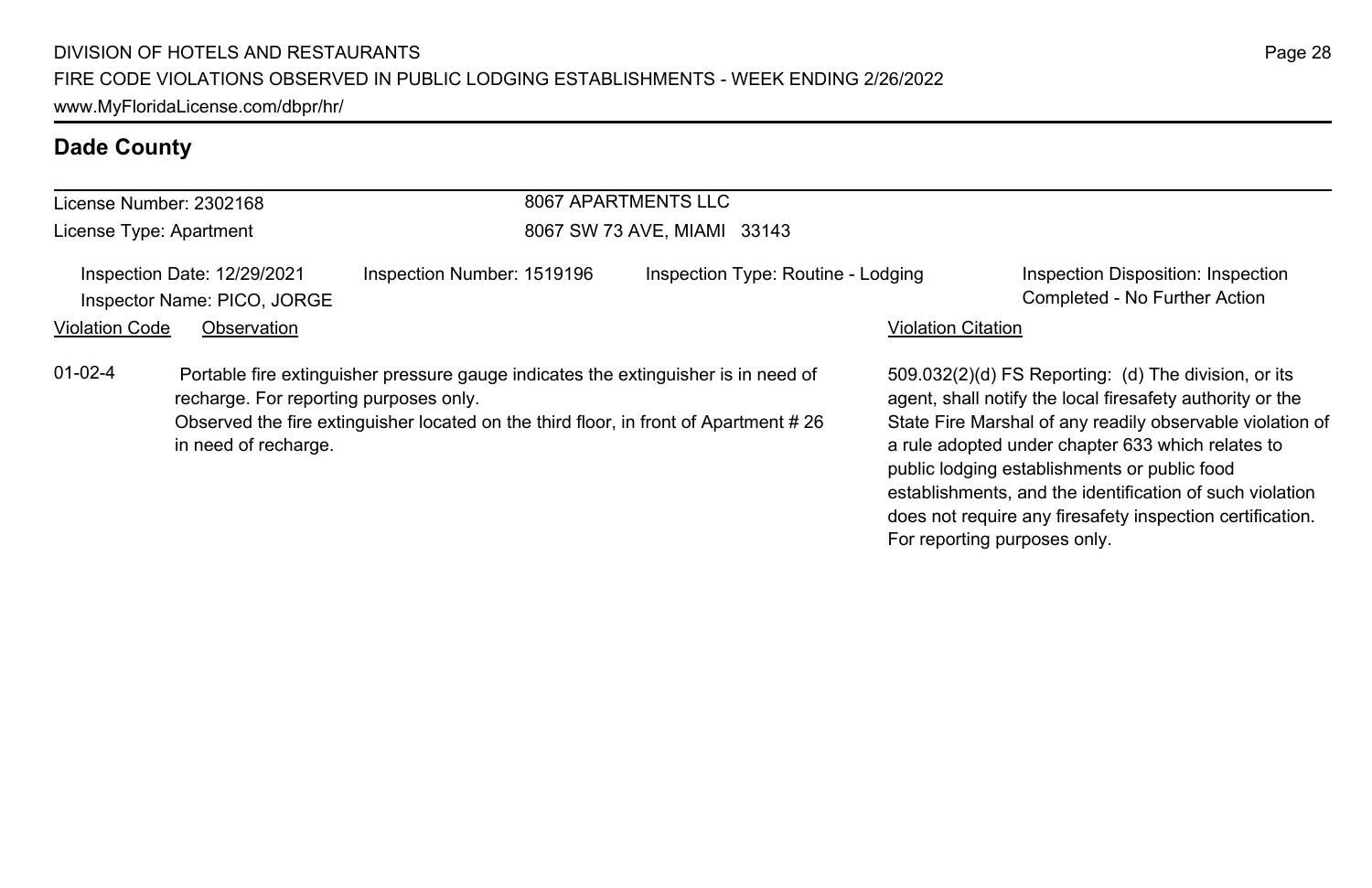## Dade County

License Number: 2302168

License Type: Apartment

8067 APARTMENTS LLC

8067 SW 73 AVE, MIAMI 33143

Inspection Date: 12/29/2021

Inspector Name: PICO, JORGE

Inspection Number: 1519196

Inspection Type: Routine - Lodging

Inspection Disposition: Inspection Completed - No Further Action

| Violation Code | Observation | Violation Citation |
|---|---|---|
| 01-02-4 | Portable fire extinguisher pressure gauge indicates the extinguisher is in need of recharge. For reporting purposes only. Observed the fire extinguisher located on the third floor, in front of Apartment # 26 in need of recharge. | 509.032(2)(d) FS Reporting: (d) The division, or its agent, shall notify the local firesafety authority or the State Fire Marshal of any readily observable violation of a rule adopted under chapter 633 which relates to public lodging establishments or public food establishments, and the identification of such violation does not require any firesafety inspection certification. For reporting purposes only. |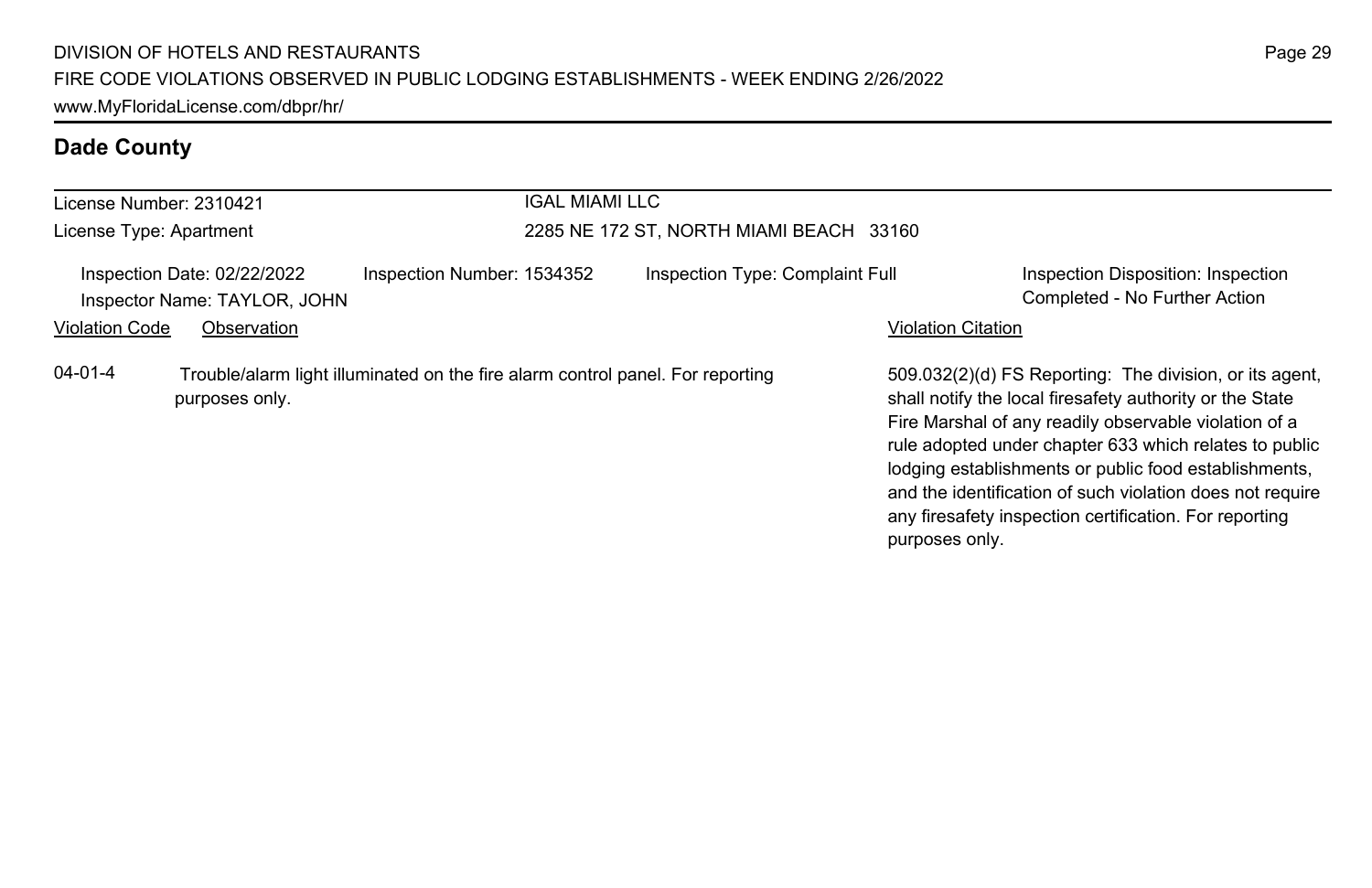## Dade County

License Number: 2310421

License Type: Apartment

IGAL MIAMI LLC

2285 NE 172 ST, NORTH MIAMI BEACH 33160

Inspection Date: 02/22/2022

Inspector Name: TAYLOR, JOHN

Inspection Number: 1534352

Inspection Type: Complaint Full

Inspection Disposition: Inspection Completed - No Further Action

| Violation Code | Observation | Violation Citation |
|---|---|---|
| 04-01-4 | Trouble/alarm light illuminated on the fire alarm control panel. For reporting purposes only. | 509.032(2)(d) FS Reporting: The division, or its agent, shall notify the local firesafety authority or the State Fire Marshal of any readily observable violation of a rule adopted under chapter 633 which relates to public lodging establishments or public food establishments, and the identification of such violation does not require any firesafety inspection certification. For reporting purposes only. |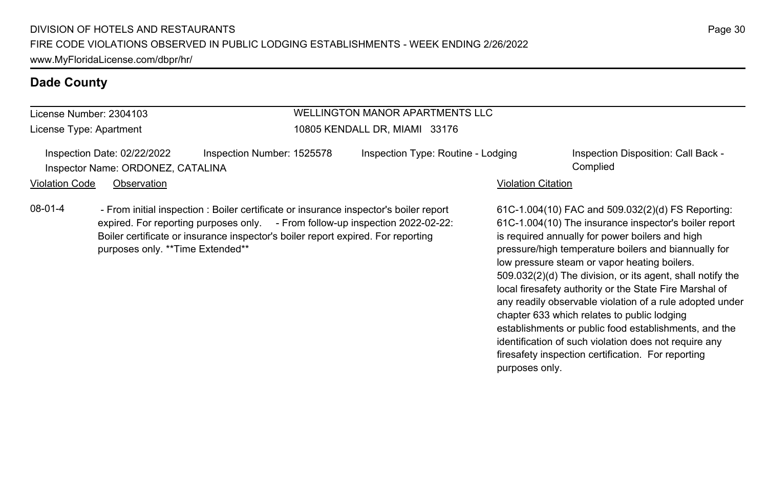## Dade County

License Number: 2304103

License Type: Apartment

WELLINGTON MANOR APARTMENTS LLC

10805 KENDALL DR, MIAMI 33176

Inspection Date: 02/22/2022 | Inspection Number: 1525578 | Inspection Type: Routine - Lodging | Inspection Disposition: Call Back - Complied

Inspector Name: ORDONEZ, CATALINA

| Violation Code | Observation | Violation Citation |
|---|---|---|
| 08-01-4 | - From initial inspection : Boiler certificate or insurance inspector's boiler report expired. For reporting purposes only. - From follow-up inspection 2022-02-22: Boiler certificate or insurance inspector's boiler report expired. For reporting purposes only. **Time Extended** | 61C-1.004(10) FAC and 509.032(2)(d) FS Reporting: 61C-1.004(10) The insurance inspector's boiler report is required annually for power boilers and high pressure/high temperature boilers and biannually for low pressure steam or vapor heating boilers. 509.032(2)(d) The division, or its agent, shall notify the local firesafety authority or the State Fire Marshal of any readily observable violation of a rule adopted under chapter 633 which relates to public lodging establishments or public food establishments, and the identification of such violation does not require any firesafety inspection certification. For reporting purposes only. |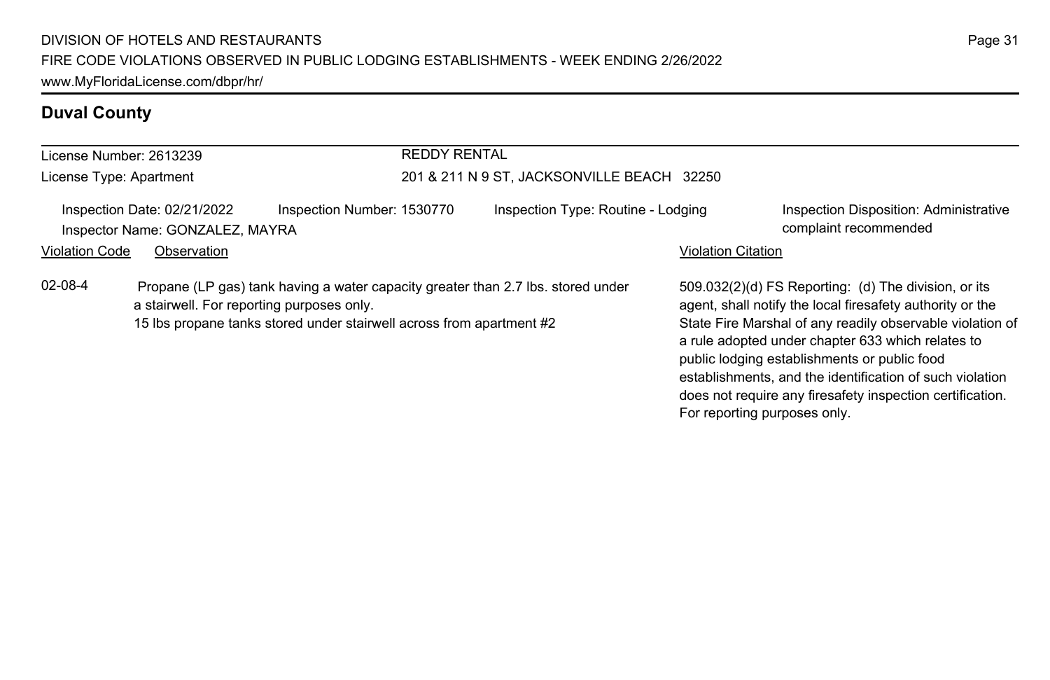## Duval County

License Number: 2613239

License Type: Apartment

REDDY RENTAL

201 & 211 N 9 ST, JACKSONVILLE BEACH 32250

Inspection Date: 02/21/2022 | Inspection Number: 1530770 | Inspection Type: Routine - Lodging | Inspection Disposition: Administrative complaint recommended

Inspector Name: GONZALEZ, MAYRA

| Violation Code | Observation | Violation Citation |
| --- | --- | --- |
| 02-08-4 | Propane (LP gas) tank having a water capacity greater than 2.7 lbs. stored under a stairwell. For reporting purposes only.<br>15 lbs propane tanks stored under stairwell across from apartment #2 | 509.032(2)(d) FS Reporting: (d) The division, or its agent, shall notify the local firesafety authority or the State Fire Marshal of any readily observable violation of a rule adopted under chapter 633 which relates to public lodging establishments or public food establishments, and the identification of such violation does not require any firesafety inspection certification. For reporting purposes only. |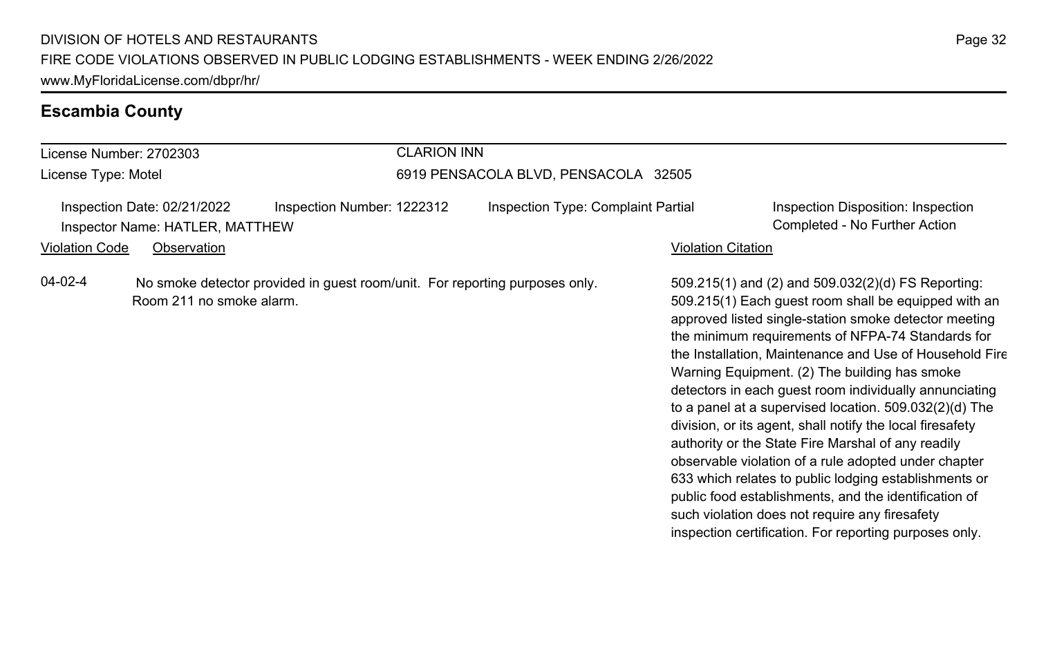## Escambia County

License Number: 2702303
License Type: Motel

**CLARION INN**
6919 PENSACOLA BLVD, PENSACOLA 32505

Inspection Date: 02/21/2022
Inspector Name: HATLER, MATTHEW
Inspection Number: 1222312
Inspection Type: Complaint Partial
Inspection Disposition: Inspection Completed - No Further Action

| Violation Code | Observation | Violation Citation |
| --- | --- | --- |
| 04-02-4 | No smoke detector provided in guest room/unit. For reporting purposes only. Room 211 no smoke alarm. | 509.215(1) and (2) and 509.032(2)(d) FS Reporting: 509.215(1) Each guest room shall be equipped with an approved listed single-station smoke detector meeting the minimum requirements of NFPA-74 Standards for the Installation, Maintenance and Use of Household Fire Warning Equipment. (2) The building has smoke detectors in each guest room individually annunciating to a panel at a supervised location. 509.032(2)(d) The division, or its agent, shall notify the local firesafety authority or the State Fire Marshal of any readily observable violation of a rule adopted under chapter 633 which relates to public lodging establishments or public food establishments, and the identification of such violation does not require any firesafety inspection certification. For reporting purposes only. |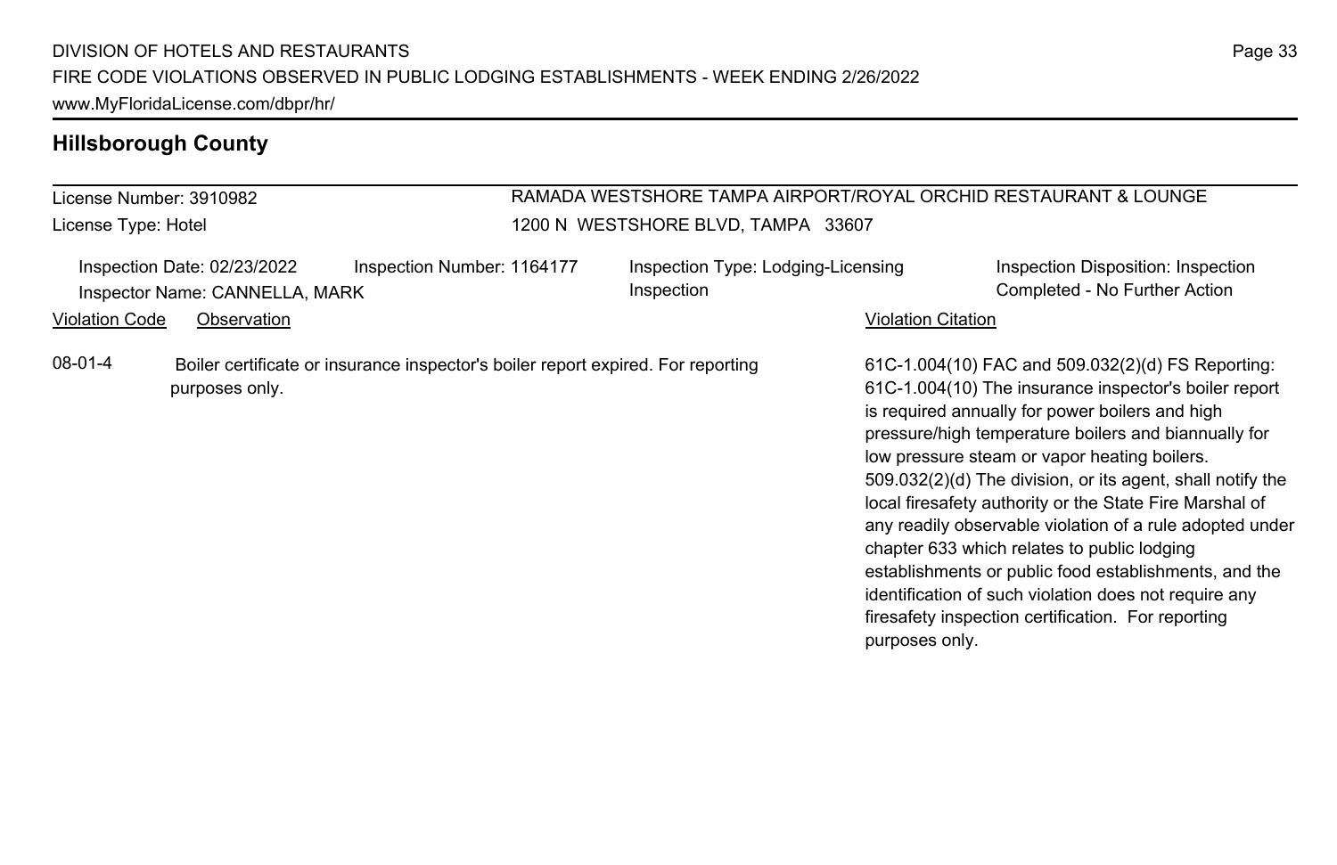## Hillsborough County

License Number: 3910982

License Type: Hotel

RAMADA WESTSHORE TAMPA AIRPORT/ROYAL ORCHID RESTAURANT & LOUNGE
1200 N WESTSHORE BLVD, TAMPA 33607

Inspection Date: 02/23/2022
Inspection Number: 1164177
Inspection Type: Lodging-Licensing Inspection
Inspection Disposition: Inspection Completed - No Further Action
Inspector Name: CANNELLA, MARK

| Violation Code | Observation | Violation Citation |
|---|---|---|
| 08-01-4 | Boiler certificate or insurance inspector's boiler report expired. For reporting purposes only. | 61C-1.004(10) FAC and 509.032(2)(d) FS Reporting: 61C-1.004(10) The insurance inspector's boiler report is required annually for power boilers and high pressure/high temperature boilers and biannually for low pressure steam or vapor heating boilers. 509.032(2)(d) The division, or its agent, shall notify the local firesafety authority or the State Fire Marshal of any readily observable violation of a rule adopted under chapter 633 which relates to public lodging establishments or public food establishments, and the identification of such violation does not require any firesafety inspection certification. For reporting purposes only. |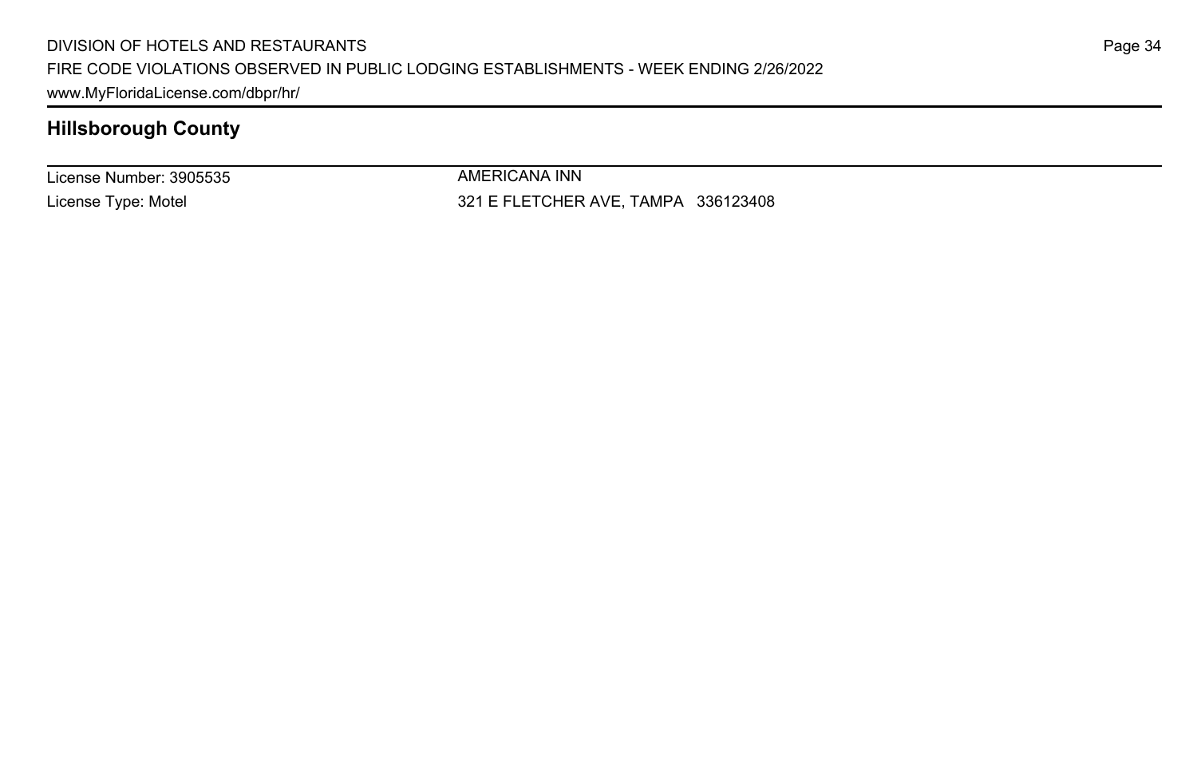## Hillsborough County

License Number: 3905535
License Type: Motel

AMERICANA INN
321 E FLETCHER AVE, TAMPA 336123408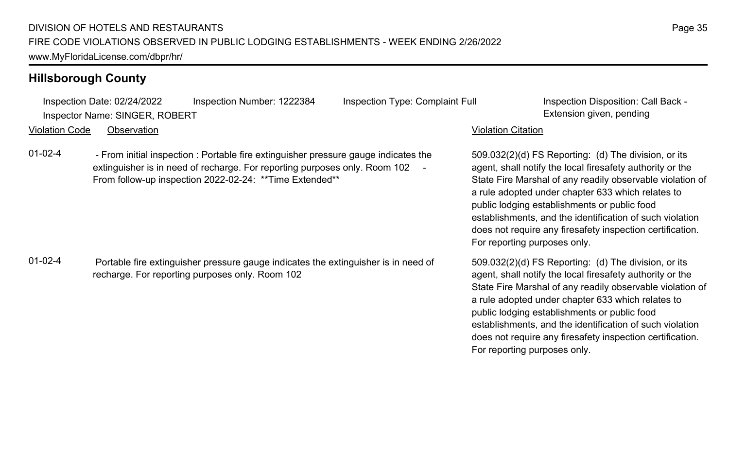## Hillsborough County

Inspection Date: 02/24/2022 Inspection Number: 1222384 Inspection Type: Complaint Full Inspection Disposition: Call Back - Extension given, pending

Inspector Name: SINGER, ROBERT

| Violation Code | Observation | Violation Citation |
|---|---|---|
| 01-02-4 | - From initial inspection : Portable fire extinguisher pressure gauge indicates the extinguisher is in need of recharge. For reporting purposes only. Room 102 - From follow-up inspection 2022-02-24: **Time Extended** | 509.032(2)(d) FS Reporting: (d) The division, or its agent, shall notify the local firesafety authority or the State Fire Marshal of any readily observable violation of a rule adopted under chapter 633 which relates to public lodging establishments or public food establishments, and the identification of such violation does not require any firesafety inspection certification. For reporting purposes only. |
| 01-02-4 | Portable fire extinguisher pressure gauge indicates the extinguisher is in need of recharge. For reporting purposes only. Room 102 | 509.032(2)(d) FS Reporting: (d) The division, or its agent, shall notify the local firesafety authority or the State Fire Marshal of any readily observable violation of a rule adopted under chapter 633 which relates to public lodging establishments or public food establishments, and the identification of such violation does not require any firesafety inspection certification. For reporting purposes only. |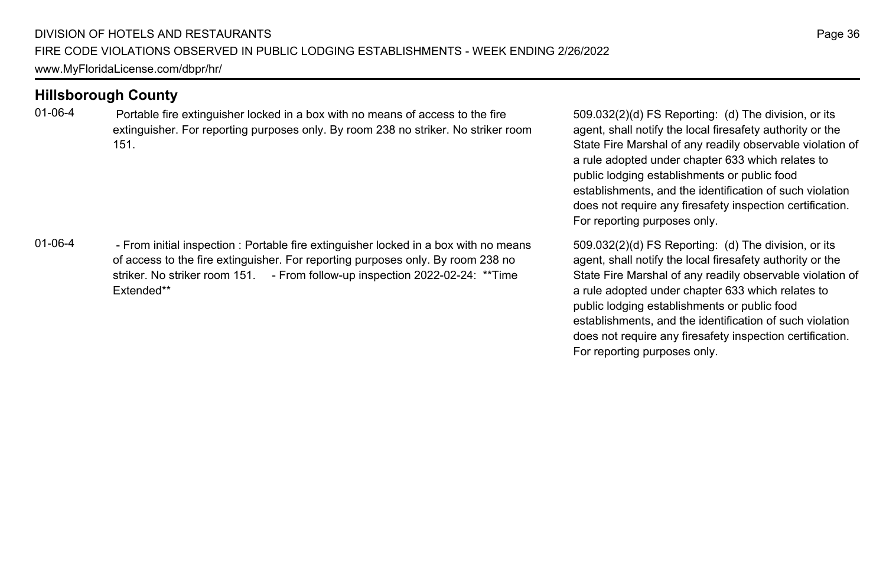## Hillsborough County

| Code | Violation | Reference |
| --- | --- | --- |
| 01-06-4 | Portable fire extinguisher locked in a box with no means of access to the fire extinguisher. For reporting purposes only. By room 238 no striker. No striker room 151. | 509.032(2)(d) FS Reporting: (d) The division, or its agent, shall notify the local firesafety authority or the State Fire Marshal of any readily observable violation of a rule adopted under chapter 633 which relates to public lodging establishments or public food establishments, and the identification of such violation does not require any firesafety inspection certification. For reporting purposes only. |
| 01-06-4 | - From initial inspection : Portable fire extinguisher locked in a box with no means of access to the fire extinguisher. For reporting purposes only. By room 238 no striker. No striker room 151. - From follow-up inspection 2022-02-24: **Time Extended** | 509.032(2)(d) FS Reporting: (d) The division, or its agent, shall notify the local firesafety authority or the State Fire Marshal of any readily observable violation of a rule adopted under chapter 633 which relates to public lodging establishments or public food establishments, and the identification of such violation does not require any firesafety inspection certification. For reporting purposes only. |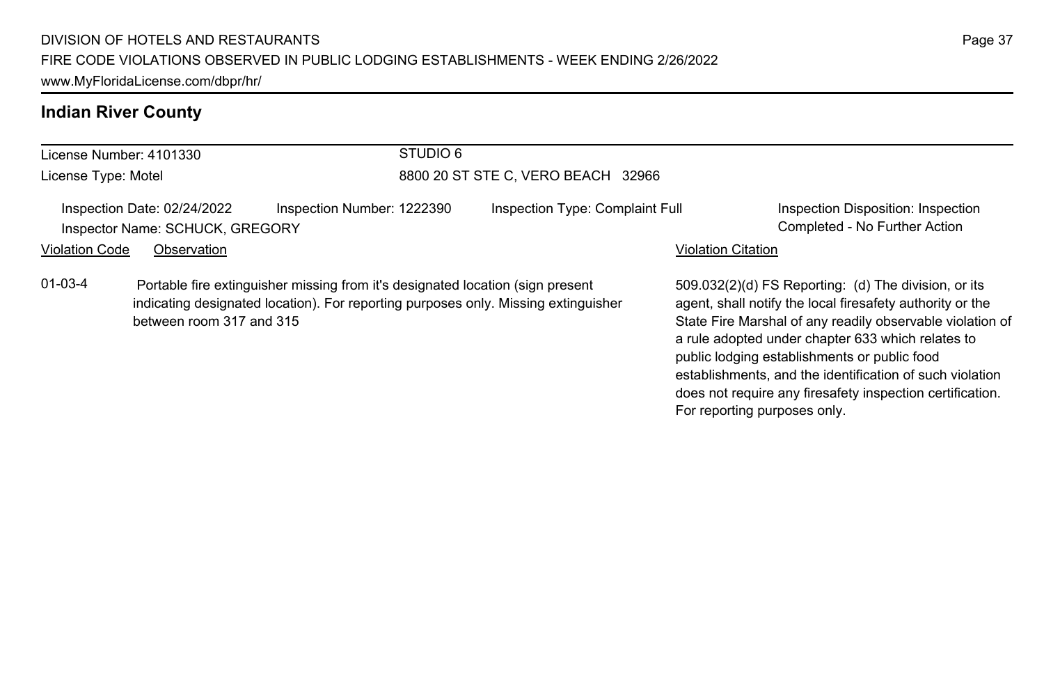## Indian River County

License Number: 4101330

License Type: Motel

STUDIO 6

8800 20 ST STE C, VERO BEACH 32966

Inspection Date: 02/24/2022 | Inspection Number: 1222390 | Inspection Type: Complaint Full | Inspection Disposition: Inspection Completed - No Further Action

Inspector Name: SCHUCK, GREGORY

| Violation Code | Observation | Violation Citation |
|---|---|---|
| 01-03-4 | Portable fire extinguisher missing from it's designated location (sign present indicating designated location). For reporting purposes only. Missing extinguisher between room 317 and 315 | 509.032(2)(d) FS Reporting: (d) The division, or its agent, shall notify the local firesafety authority or the State Fire Marshal of any readily observable violation of a rule adopted under chapter 633 which relates to public lodging establishments or public food establishments, and the identification of such violation does not require any firesafety inspection certification. For reporting purposes only. |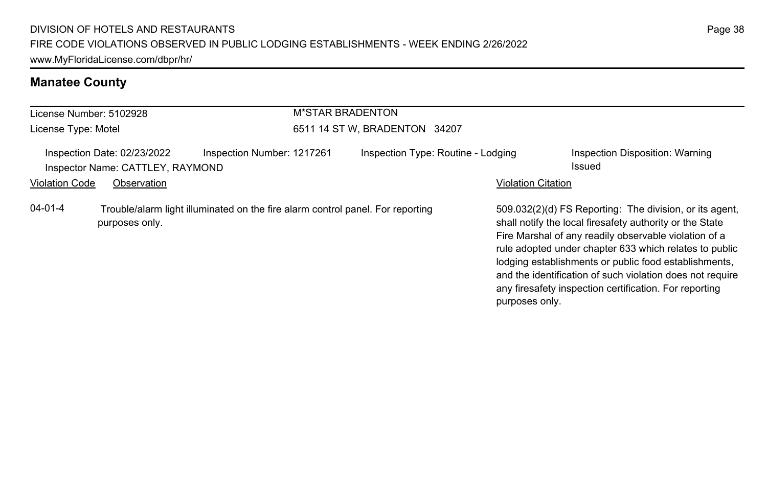## Manatee County

License Number: 5102928

License Type: Motel

M*STAR BRADENTON

6511 14 ST W, BRADENTON 34207

Inspection Date: 02/23/2022 Inspection Number: 1217261 Inspection Type: Routine - Lodging Inspection Disposition: Warning Issued

Inspector Name: CATTLEY, RAYMOND

| Violation Code | Observation | Violation Citation |
| --- | --- | --- |
| 04-01-4 | Trouble/alarm light illuminated on the fire alarm control panel. For reporting purposes only. | 509.032(2)(d) FS Reporting: The division, or its agent, shall notify the local firesafety authority or the State Fire Marshal of any readily observable violation of a rule adopted under chapter 633 which relates to public lodging establishments or public food establishments, and the identification of such violation does not require any firesafety inspection certification. For reporting purposes only. |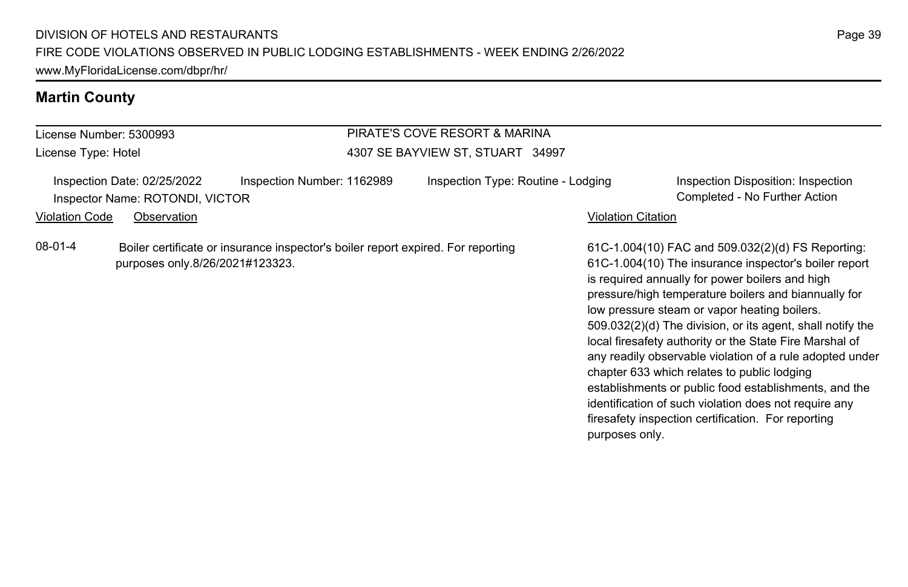## Martin County

License Number: 5300993
License Type: Hotel

PIRATE'S COVE RESORT & MARINA
4307 SE BAYVIEW ST, STUART 34997

Inspection Date: 02/25/2022
Inspection Number: 1162989
Inspection Type: Routine - Lodging
Inspection Disposition: Inspection Completed - No Further Action
Inspector Name: ROTONDI, VICTOR

| Violation Code | Observation | Violation Citation |
| --- | --- | --- |
| 08-01-4 | Boiler certificate or insurance inspector's boiler report expired. For reporting purposes only.8/26/2021#123323. | 61C-1.004(10) FAC and 509.032(2)(d) FS Reporting: 61C-1.004(10) The insurance inspector's boiler report is required annually for power boilers and high pressure/high temperature boilers and biannually for low pressure steam or vapor heating boilers. 509.032(2)(d) The division, or its agent, shall notify the local firesafety authority or the State Fire Marshal of any readily observable violation of a rule adopted under chapter 633 which relates to public lodging establishments or public food establishments, and the identification of such violation does not require any firesafety inspection certification. For reporting purposes only. |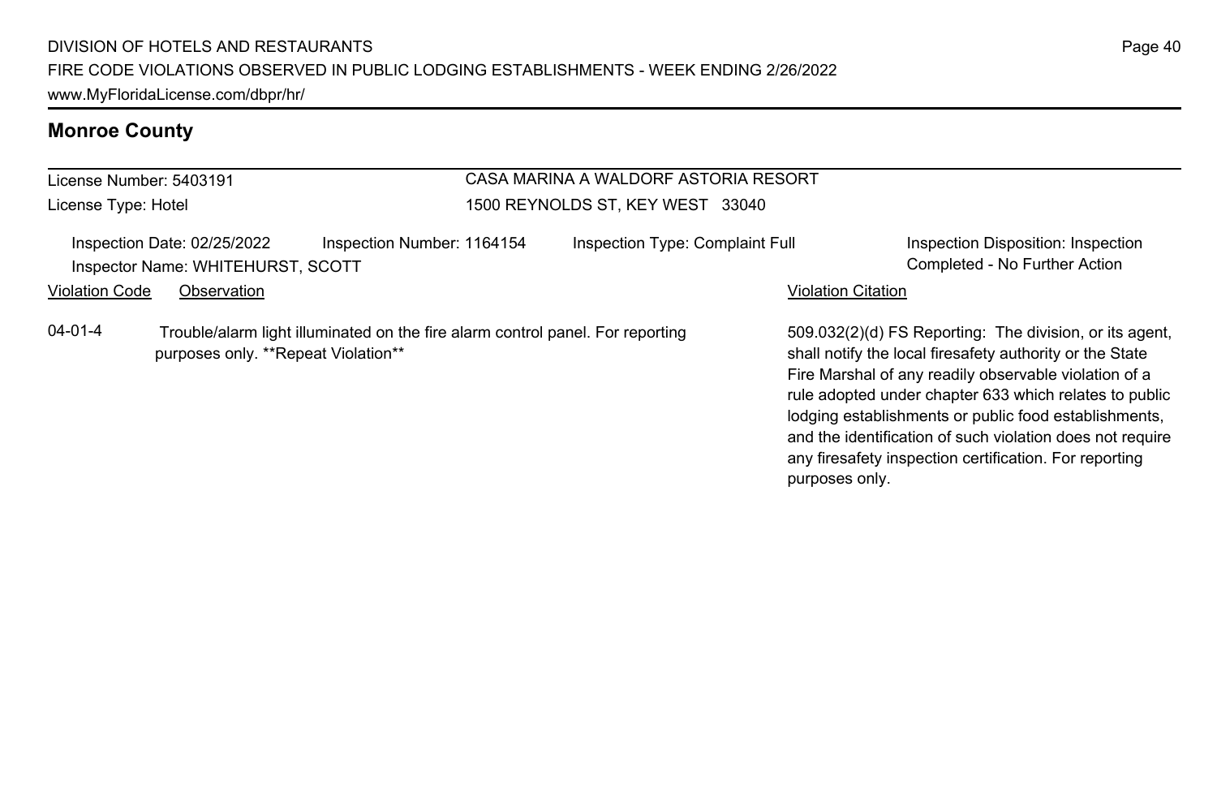## Monroe County

License Number: 5403191
License Type: Hotel

CASA MARINA A WALDORF ASTORIA RESORT
1500 REYNOLDS ST, KEY WEST 33040

Inspection Date: 02/25/2022 | Inspection Number: 1164154 | Inspection Type: Complaint Full | Inspection Disposition: Inspection Completed - No Further Action

Inspector Name: WHITEHURST, SCOTT

| Violation Code | Observation | Violation Citation |
| --- | --- | --- |
| 04-01-4 | Trouble/alarm light illuminated on the fire alarm control panel. For reporting purposes only. **Repeat Violation** | 509.032(2)(d) FS Reporting: The division, or its agent, shall notify the local firesafety authority or the State Fire Marshal of any readily observable violation of a rule adopted under chapter 633 which relates to public lodging establishments or public food establishments, and the identification of such violation does not require any firesafety inspection certification. For reporting purposes only. |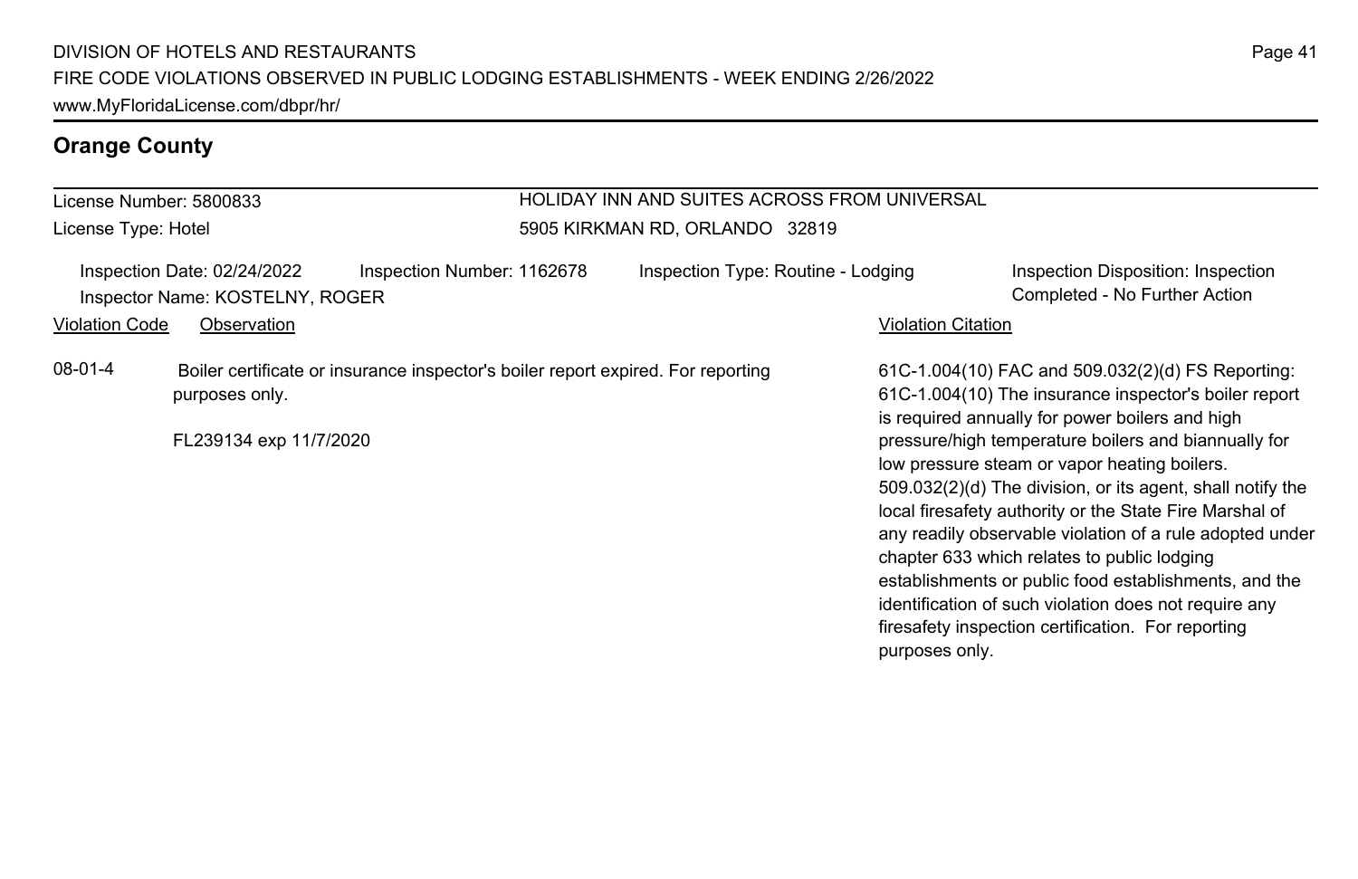## Orange County

License Number: 5800833
License Type: Hotel

HOLIDAY INN AND SUITES ACROSS FROM UNIVERSAL
5905 KIRKMAN RD, ORLANDO 32819

Inspection Date: 02/24/2022
Inspector Name: KOSTELNY, ROGER
Inspection Number: 1162678
Inspection Type: Routine - Lodging
Inspection Disposition: Inspection Completed - No Further Action

| Violation Code | Observation | Violation Citation |
|---|---|---|
| 08-01-4 | Boiler certificate or insurance inspector's boiler report expired. For reporting purposes only.<br><br>FL239134 exp 11/7/2020 | 61C-1.004(10) FAC and 509.032(2)(d) FS Reporting: 61C-1.004(10) The insurance inspector's boiler report is required annually for power boilers and high pressure/high temperature boilers and biannually for low pressure steam or vapor heating boilers. 509.032(2)(d) The division, or its agent, shall notify the local firesafety authority or the State Fire Marshal of any readily observable violation of a rule adopted under chapter 633 which relates to public lodging establishments or public food establishments, and the identification of such violation does not require any firesafety inspection certification. For reporting purposes only. |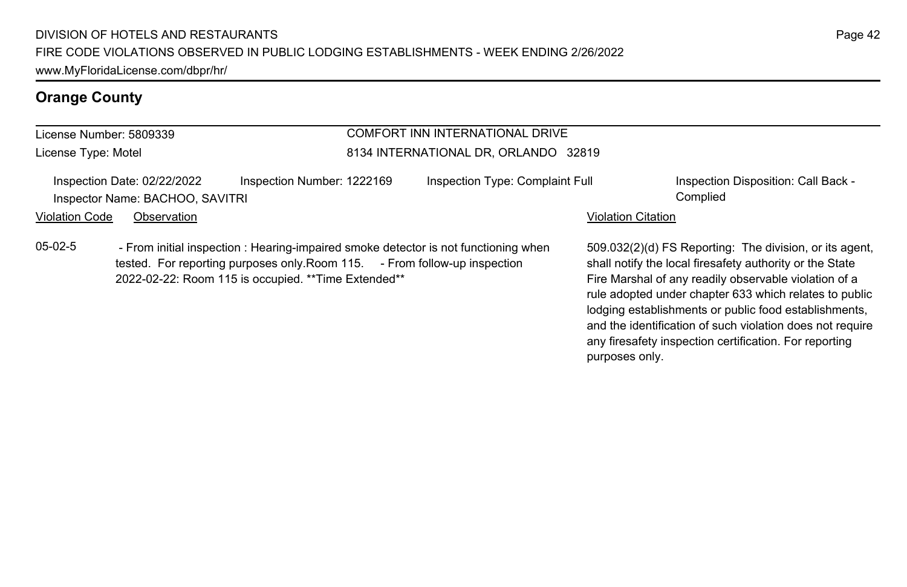## Orange County

License Number: 5809339

License Type: Motel

COMFORT INN INTERNATIONAL DRIVE

8134 INTERNATIONAL DR, ORLANDO 32819

Inspection Date: 02/22/2022

Inspection Number: 1222169

Inspection Type: Complaint Full

Inspection Disposition: Call Back - Complied

Inspector Name: BACHOO, SAVITRI

| Violation Code | Observation | Violation Citation |
| --- | --- | --- |
| 05-02-5 | - From initial inspection : Hearing-impaired smoke detector is not functioning when tested. For reporting purposes only.Room 115. - From follow-up inspection 2022-02-22: Room 115 is occupied. **Time Extended** | 509.032(2)(d) FS Reporting: The division, or its agent, shall notify the local firesafety authority or the State Fire Marshal of any readily observable violation of a rule adopted under chapter 633 which relates to public lodging establishments or public food establishments, and the identification of such violation does not require any firesafety inspection certification. For reporting purposes only. |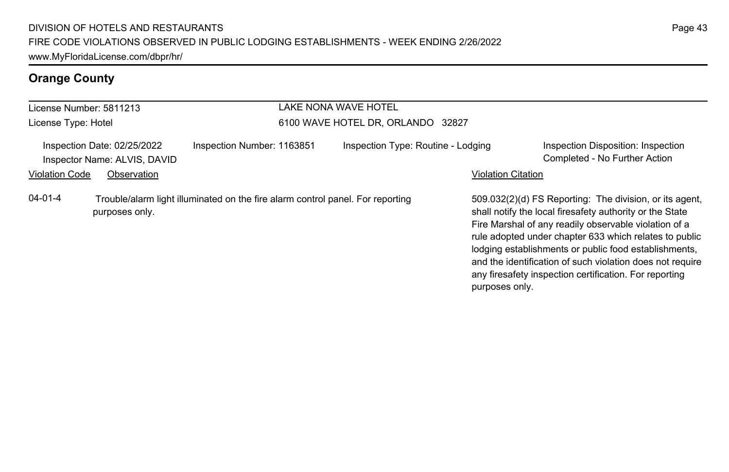## Orange County

License Number: 5811213
License Type: Hotel

LAKE NONA WAVE HOTEL
6100 WAVE HOTEL DR, ORLANDO 32827

Inspection Date: 02/25/2022
Inspector Name: ALVIS, DAVID
Inspection Number: 1163851
Inspection Type: Routine - Lodging
Inspection Disposition: Inspection Completed - No Further Action

| Violation Code | Observation | Violation Citation |
| --- | --- | --- |
| 04-01-4 | Trouble/alarm light illuminated on the fire alarm control panel. For reporting purposes only. | 509.032(2)(d) FS Reporting: The division, or its agent, shall notify the local firesafety authority or the State Fire Marshal of any readily observable violation of a rule adopted under chapter 633 which relates to public lodging establishments or public food establishments, and the identification of such violation does not require any firesafety inspection certification. For reporting purposes only. |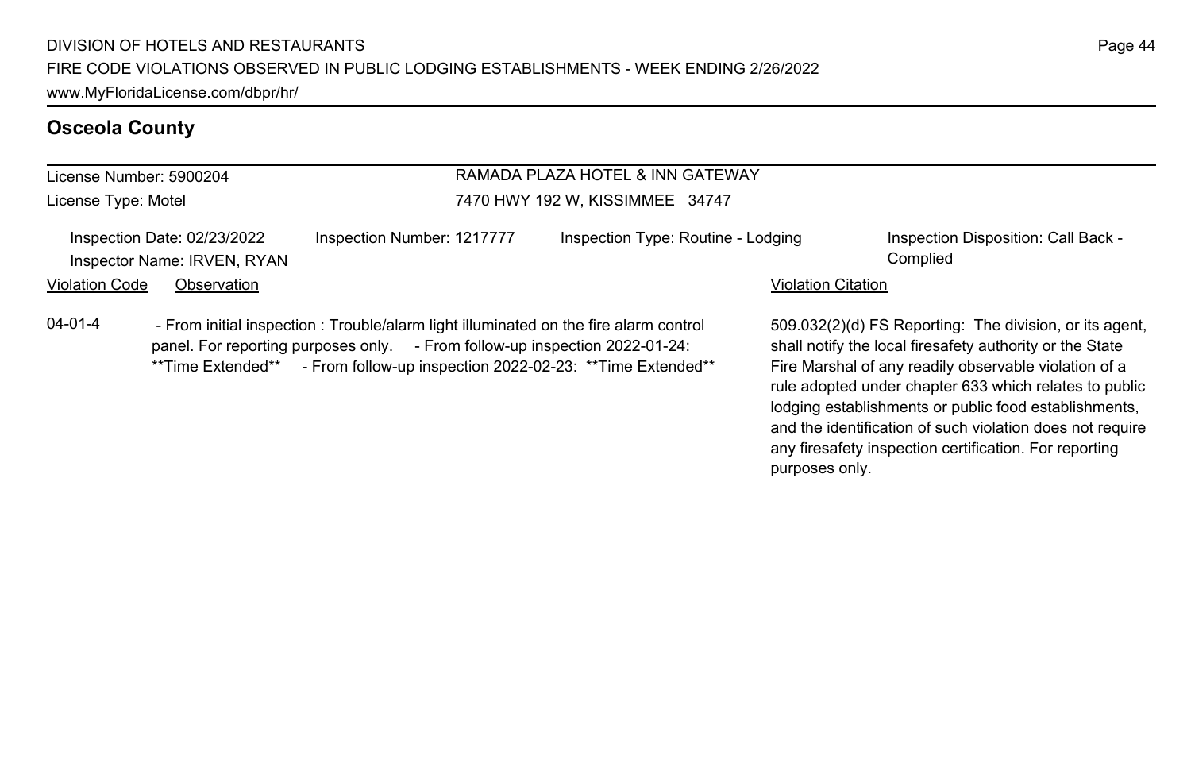## Osceola County

License Number: 5900204
License Type: Motel

RAMADA PLAZA HOTEL & INN GATEWAY
7470 HWY 192 W, KISSIMMEE 34747

Inspection Date: 02/23/2022
Inspector Name: IRVEN, RYAN

Inspection Number: 1217777

Inspection Type: Routine - Lodging

Inspection Disposition: Call Back - Complied

| Violation Code | Observation | Violation Citation |
|---|---|---|
| 04-01-4 | - From initial inspection : Trouble/alarm light illuminated on the fire alarm control panel. For reporting purposes only. - From follow-up inspection 2022-01-24: **Time Extended** - From follow-up inspection 2022-02-23: **Time Extended** | 509.032(2)(d) FS Reporting: The division, or its agent, shall notify the local firesafety authority or the State Fire Marshal of any readily observable violation of a rule adopted under chapter 633 which relates to public lodging establishments or public food establishments, and the identification of such violation does not require any firesafety inspection certification. For reporting purposes only. |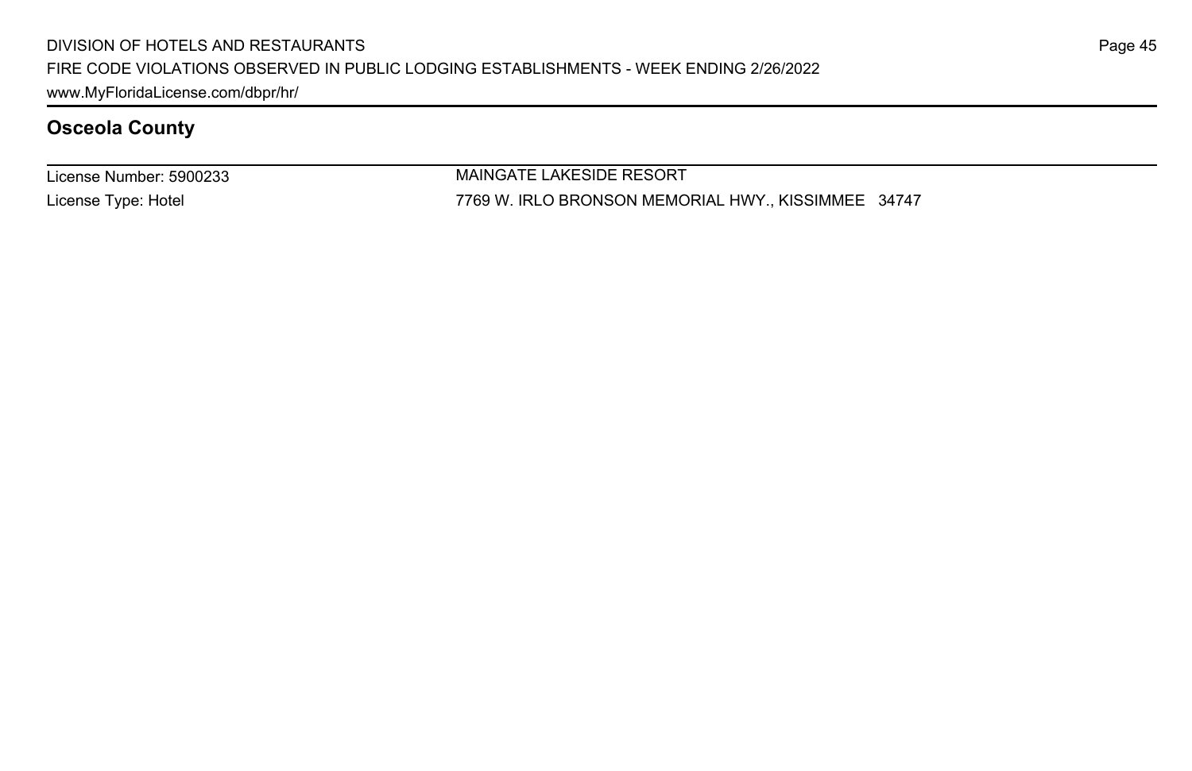## Osceola County

License Number: 5900233

License Type: Hotel

MAINGATE LAKESIDE RESORT

7769 W. IRLO BRONSON MEMORIAL HWY., KISSIMMEE 34747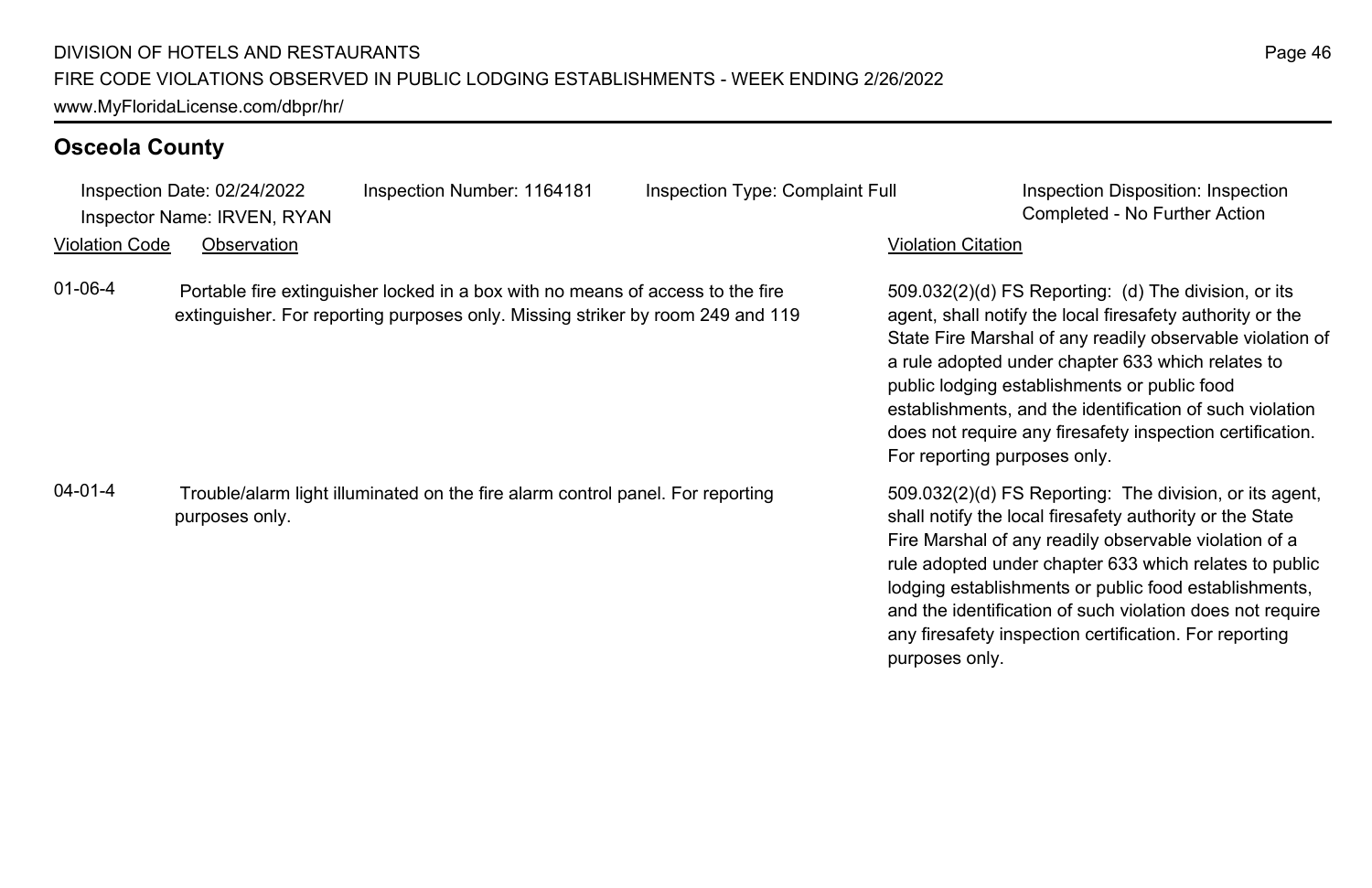## Osceola County

Inspection Date: 02/24/2022 | Inspection Number: 1164181 | Inspection Type: Complaint Full | Inspection Disposition: Inspection Completed - No Further Action

Inspector Name: IRVEN, RYAN

| Violation Code | Observation | Violation Citation |
| --- | --- | --- |
| 01-06-4 | Portable fire extinguisher locked in a box with no means of access to the fire extinguisher. For reporting purposes only. Missing striker by room 249 and 119 | 509.032(2)(d) FS Reporting: (d) The division, or its agent, shall notify the local firesafety authority or the State Fire Marshal of any readily observable violation of a rule adopted under chapter 633 which relates to public lodging establishments or public food establishments, and the identification of such violation does not require any firesafety inspection certification. For reporting purposes only. |
| 04-01-4 | Trouble/alarm light illuminated on the fire alarm control panel. For reporting purposes only. | 509.032(2)(d) FS Reporting: The division, or its agent, shall notify the local firesafety authority or the State Fire Marshal of any readily observable violation of a rule adopted under chapter 633 which relates to public lodging establishments or public food establishments, and the identification of such violation does not require any firesafety inspection certification. For reporting purposes only. |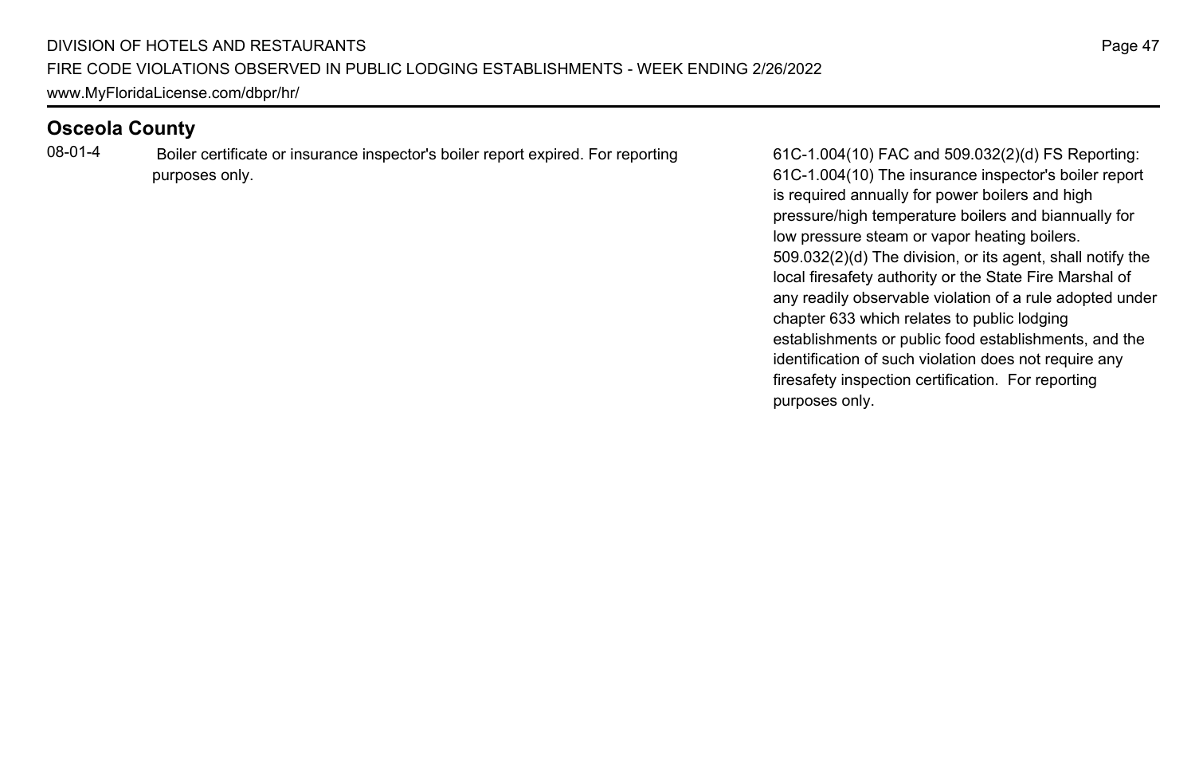## Osceola County

| | | |
|---|---|---|
| 08-01-4 | Boiler certificate or insurance inspector's boiler report expired. For reporting purposes only. | 61C-1.004(10) FAC and 509.032(2)(d) FS Reporting: 61C-1.004(10) The insurance inspector's boiler report is required annually for power boilers and high pressure/high temperature boilers and biannually for low pressure steam or vapor heating boilers. 509.032(2)(d) The division, or its agent, shall notify the local firesafety authority or the State Fire Marshal of any readily observable violation of a rule adopted under chapter 633 which relates to public lodging establishments or public food establishments, and the identification of such violation does not require any firesafety inspection certification. For reporting purposes only. |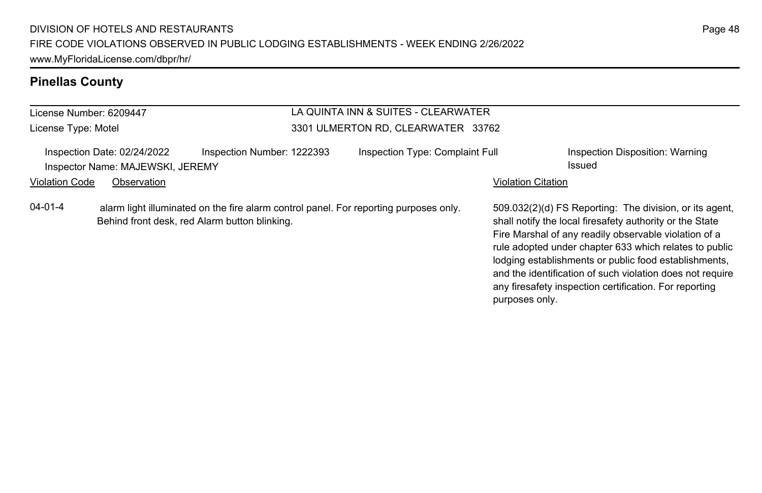## Pinellas County

License Number: 6209447

License Type: Motel

LA QUINTA INN & SUITES - CLEARWATER

3301 ULMERTON RD, CLEARWATER 33762

Inspection Date: 02/24/2022 | Inspection Number: 1222393 | Inspection Type: Complaint Full | Inspection Disposition: Warning Issued

Inspector Name: MAJEWSKI, JEREMY

| Violation Code | Observation | Violation Citation |
|---|---|---|
| 04-01-4 | alarm light illuminated on the fire alarm control panel. For reporting purposes only. Behind front desk, red Alarm button blinking. | 509.032(2)(d) FS Reporting: The division, or its agent, shall notify the local firesafety authority or the State Fire Marshal of any readily observable violation of a rule adopted under chapter 633 which relates to public lodging establishments or public food establishments, and the identification of such violation does not require any firesafety inspection certification. For reporting purposes only. |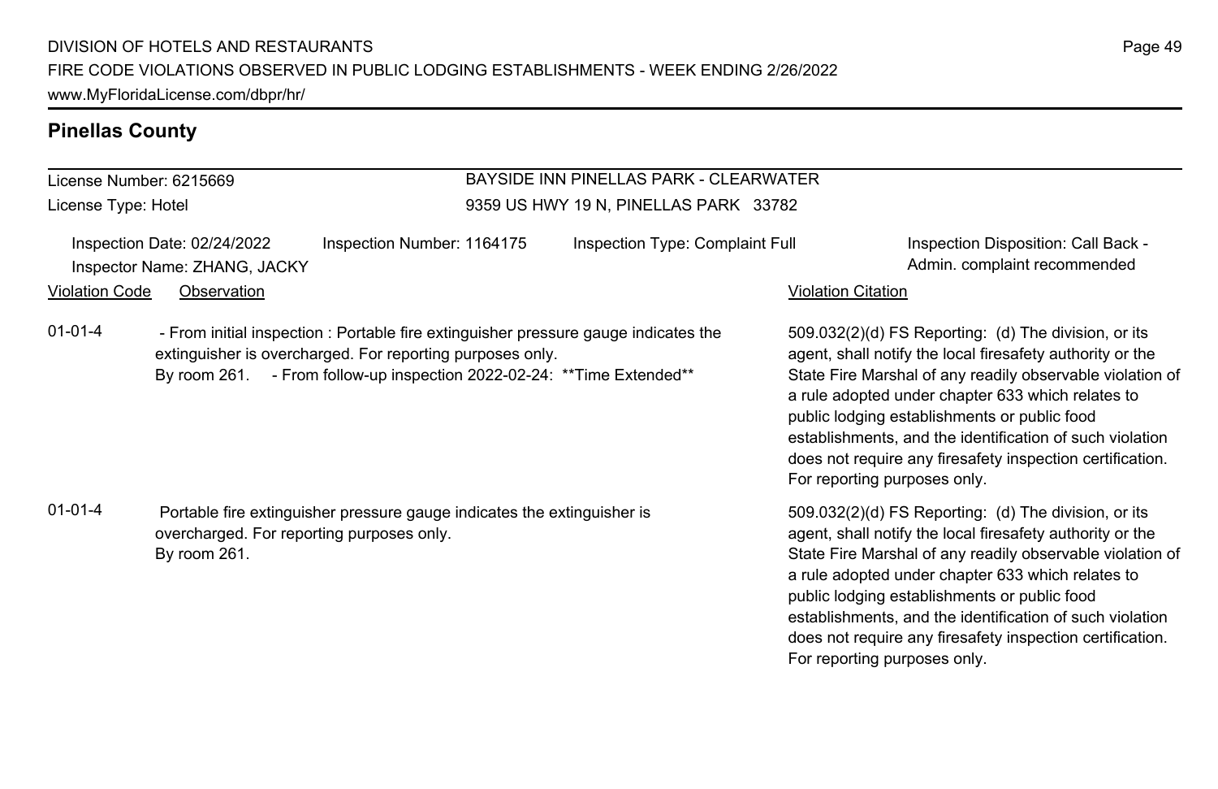## Pinellas County

License Number: 6215669
License Type: Hotel

BAYSIDE INN PINELLAS PARK - CLEARWATER
9359 US HWY 19 N, PINELLAS PARK 33782

Inspection Date: 02/24/2022
Inspector Name: ZHANG, JACKY
Inspection Number: 1164175
Inspection Type: Complaint Full
Inspection Disposition: Call Back - Admin. complaint recommended

| Violation Code | Observation | Violation Citation |
| --- | --- | --- |
| 01-01-4 | - From initial inspection : Portable fire extinguisher pressure gauge indicates the extinguisher is overcharged. For reporting purposes only. By room 261. - From follow-up inspection 2022-02-24: **Time Extended** | 509.032(2)(d) FS Reporting: (d) The division, or its agent, shall notify the local firesafety authority or the State Fire Marshal of any readily observable violation of a rule adopted under chapter 633 which relates to public lodging establishments or public food establishments, and the identification of such violation does not require any firesafety inspection certification. For reporting purposes only. |
| 01-01-4 | Portable fire extinguisher pressure gauge indicates the extinguisher is overcharged. For reporting purposes only. By room 261. | 509.032(2)(d) FS Reporting: (d) The division, or its agent, shall notify the local firesafety authority or the State Fire Marshal of any readily observable violation of a rule adopted under chapter 633 which relates to public lodging establishments or public food establishments, and the identification of such violation does not require any firesafety inspection certification. For reporting purposes only. |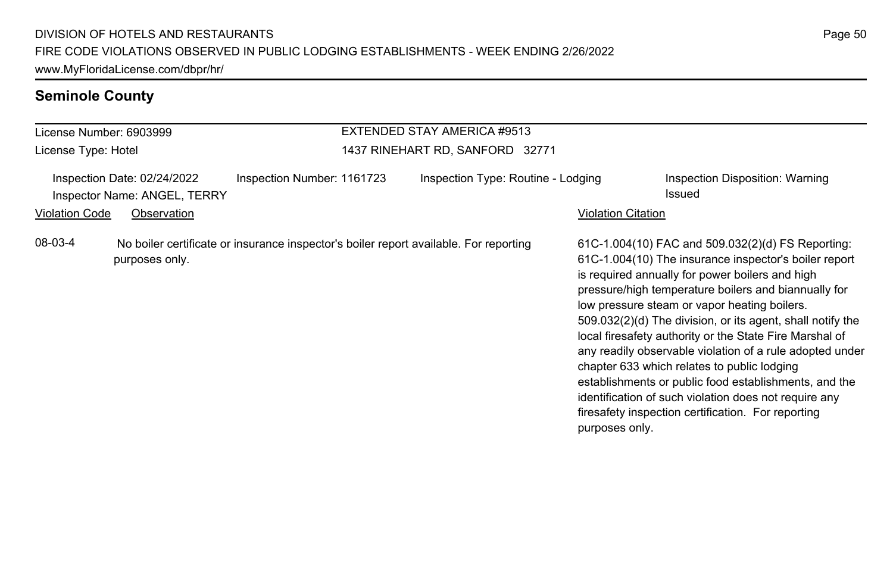## Seminole County

License Number: 6903999

License Type: Hotel

EXTENDED STAY AMERICA #9513

1437 RINEHART RD, SANFORD 32771

Inspection Date: 02/24/2022

Inspector Name: ANGEL, TERRY

Inspection Number: 1161723

Inspection Type: Routine - Lodging

Inspection Disposition: Warning Issued

| Violation Code | Observation | Violation Citation |
| --- | --- | --- |
| 08-03-4 | No boiler certificate or insurance inspector's boiler report available. For reporting purposes only. | 61C-1.004(10) FAC and 509.032(2)(d) FS Reporting: 61C-1.004(10) The insurance inspector's boiler report is required annually for power boilers and high pressure/high temperature boilers and biannually for low pressure steam or vapor heating boilers. 509.032(2)(d) The division, or its agent, shall notify the local firesafety authority or the State Fire Marshal of any readily observable violation of a rule adopted under chapter 633 which relates to public lodging establishments or public food establishments, and the identification of such violation does not require any firesafety inspection certification. For reporting purposes only. |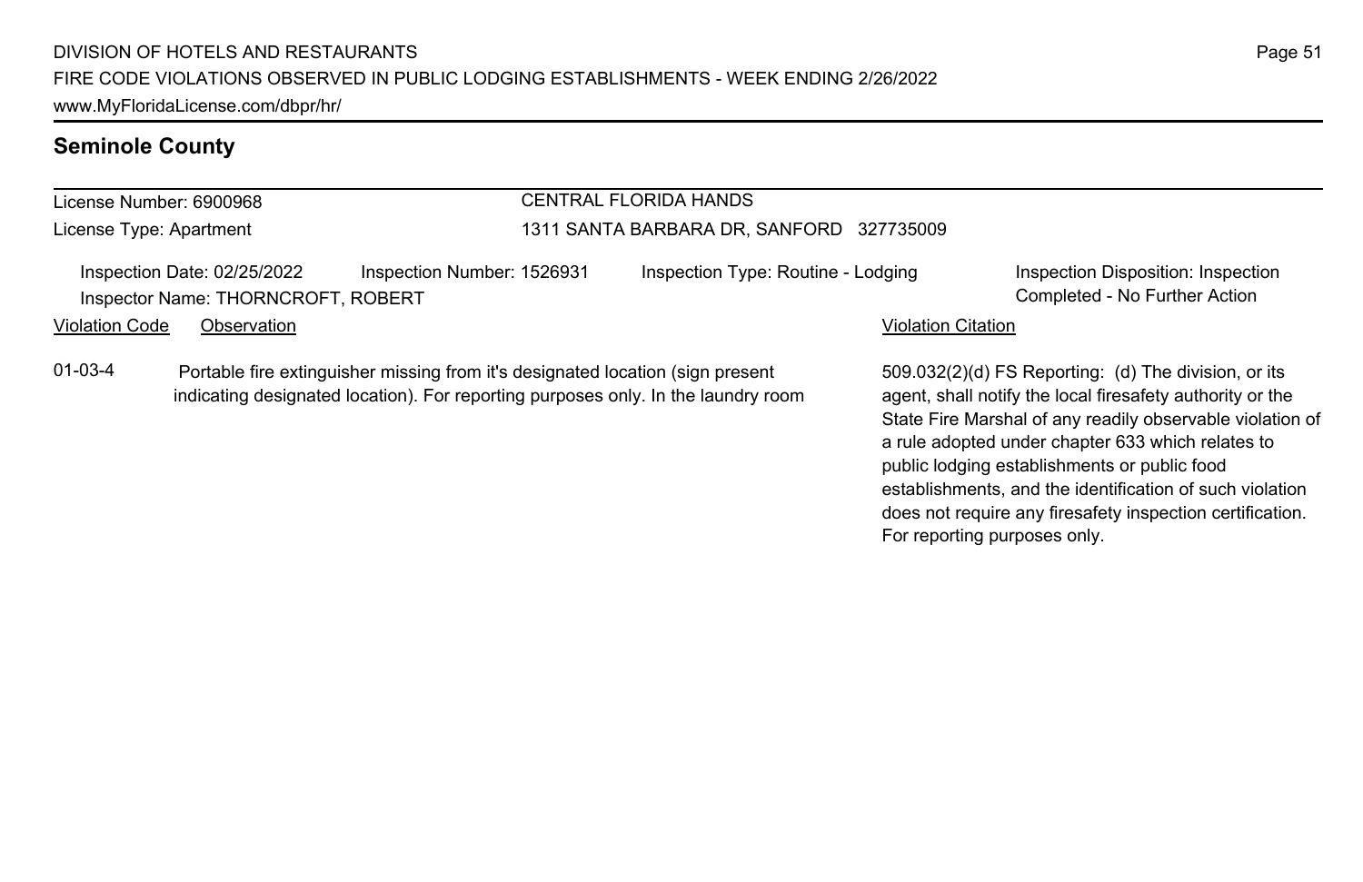## Seminole County

License Number: 6900968
License Type: Apartment

CENTRAL FLORIDA HANDS
1311 SANTA BARBARA DR, SANFORD 327735009

Inspection Date: 02/25/2022
Inspection Number: 1526931
Inspection Type: Routine - Lodging
Inspection Disposition: Inspection Completed - No Further Action
Inspector Name: THORNCROFT, ROBERT

| Violation Code | Observation | Violation Citation |
|---|---|---|
| 01-03-4 | Portable fire extinguisher missing from it's designated location (sign present indicating designated location). For reporting purposes only. In the laundry room | 509.032(2)(d) FS Reporting: (d) The division, or its agent, shall notify the local firesafety authority or the State Fire Marshal of any readily observable violation of a rule adopted under chapter 633 which relates to public lodging establishments or public food establishments, and the identification of such violation does not require any firesafety inspection certification. For reporting purposes only. |